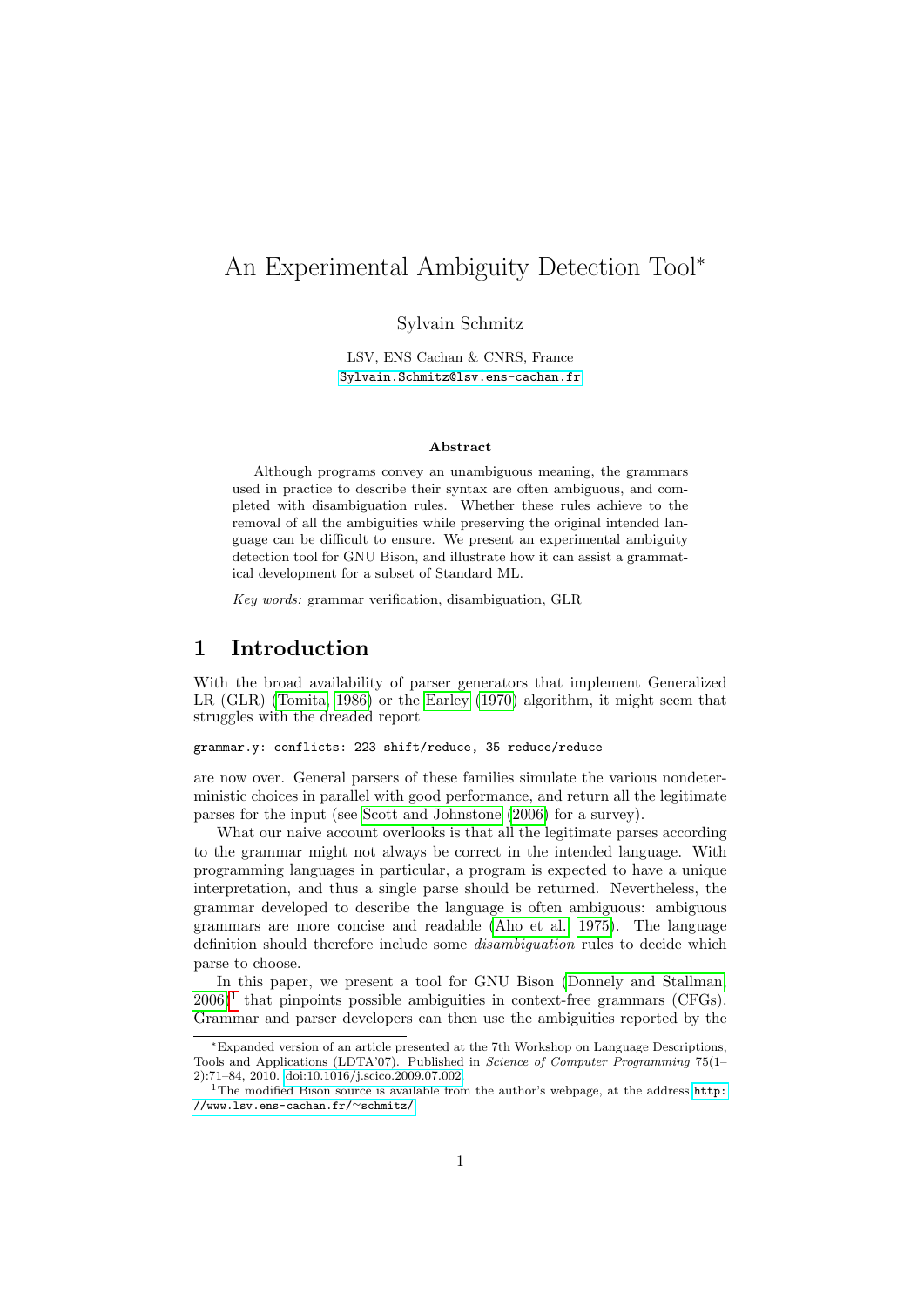# An Experimental Ambiguity Detection Tool*

Sylvain Schmitz

LSV, ENS Cachan & CNRS, France
Sylvain.Schmitz@lsv.ens-cachan.fr

### Abstract

Although programs convey an unambiguous meaning, the grammars used in practice to describe their syntax are often ambiguous, and completed with disambiguation rules. Whether these rules achieve to the removal of all the ambiguities while preserving the original intended language can be difficult to ensure. We present an experimental ambiguity detection tool for GNU Bison, and illustrate how it can assist a grammatical development for a subset of Standard ML.

*Key words:* grammar verification, disambiguation, GLR

## 1 Introduction

With the broad availability of parser generators that implement Generalized LR (GLR) (Tomita, 1986) or the Earley (1970) algorithm, it might seem that struggles with the dreaded report

```
grammar.y: conflicts: 223 shift/reduce, 35 reduce/reduce
```

are now over. General parsers of these families simulate the various nondeterministic choices in parallel with good performance, and return all the legitimate parses for the input (see Scott and Johnstone (2006) for a survey).

What our naive account overlooks is that all the legitimate parses according to the grammar might not always be correct in the intended language. With programming languages in particular, a program is expected to have a unique interpretation, and thus a single parse should be returned. Nevertheless, the grammar developed to describe the language is often ambiguous: ambiguous grammars are more concise and readable (Aho et al., 1975). The language definition should therefore include some *disambiguation* rules to decide which parse to choose.

In this paper, we present a tool for GNU Bison (Donnely and Stallman, 2006)[1] that pinpoints possible ambiguities in context-free grammars (CFGs). Grammar and parser developers can then use the ambiguities reported by the

---

*Expanded version of an article presented at the 7th Workshop on Language Descriptions, Tools and Applications (LDTA'07). Published in *Science of Computer Programming* 75(1–2):71–84, 2010. doi:10.1016/j.scico.2009.07.002.

[1] The modified Bison source is available from the author's webpage, at the address http://www.lsv.ens-cachan.fr/~schmitz/.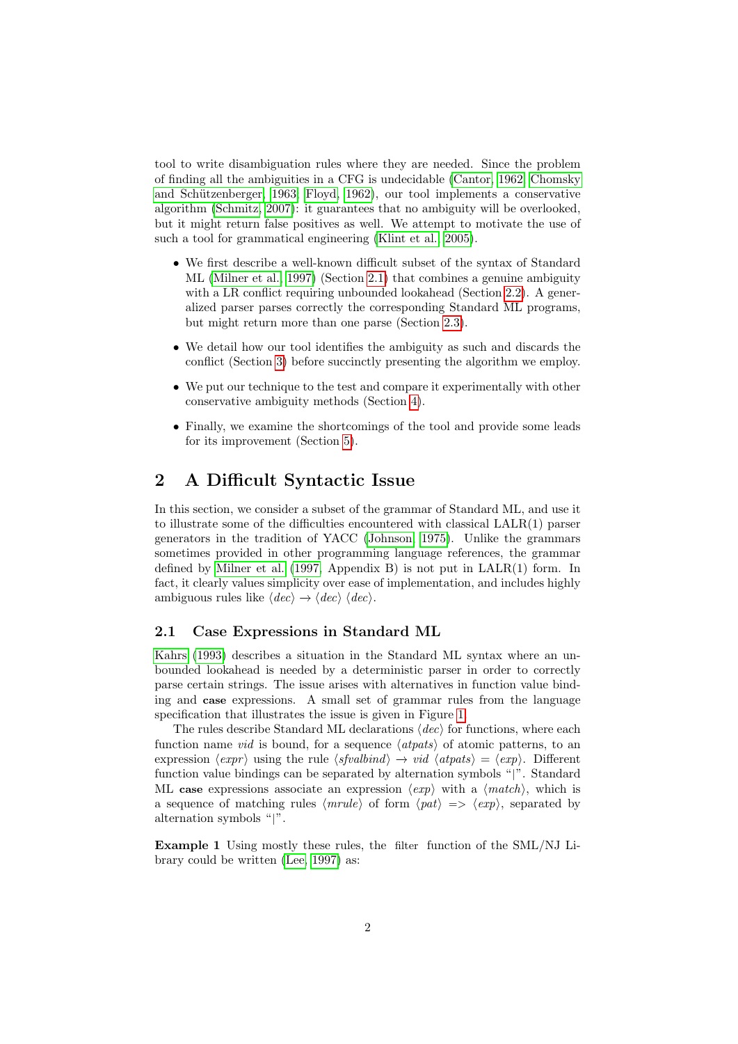tool to write disambiguation rules where they are needed. Since the problem of finding all the ambiguities in a CFG is undecidable (Cantor, 1962; Chomsky and Schützenberger, 1963; Floyd, 1962), our tool implements a conservative algorithm (Schmitz, 2007): it guarantees that no ambiguity will be overlooked, but it might return false positives as well. We attempt to motivate the use of such a tool for grammatical engineering (Klint et al., 2005).

- We first describe a well-known difficult subset of the syntax of Standard ML (Milner et al., 1997) (Section 2.1) that combines a genuine ambiguity with a LR conflict requiring unbounded lookahead (Section 2.2). A generalized parser parses correctly the corresponding Standard ML programs, but might return more than one parse (Section 2.3).
- We detail how our tool identifies the ambiguity as such and discards the conflict (Section 3) before succinctly presenting the algorithm we employ.
- We put our technique to the test and compare it experimentally with other conservative ambiguity methods (Section 4).
- Finally, we examine the shortcomings of the tool and provide some leads for its improvement (Section 5).

## 2 A Difficult Syntactic Issue

In this section, we consider a subset of the grammar of Standard ML, and use it to illustrate some of the difficulties encountered with classical LALR(1) parser generators in the tradition of YACC (Johnson, 1975). Unlike the grammars sometimes provided in other programming language references, the grammar defined by Milner et al. (1997, Appendix B) is not put in LALR(1) form. In fact, it clearly values simplicity over ease of implementation, and includes highly ambiguous rules like $\langle dec \rangle \rightarrow \langle dec \rangle \langle dec \rangle$.

### 2.1 Case Expressions in Standard ML

Kahrs (1993) describes a situation in the Standard ML syntax where an unbounded lookahead is needed by a deterministic parser in order to correctly parse certain strings. The issue arises with alternatives in function value binding and **case** expressions. A small set of grammar rules from the language specification that illustrates the issue is given in Figure 1.

The rules describe Standard ML declarations $\langle dec \rangle$ for functions, where each function name *vid* is bound, for a sequence $\langle atpats \rangle$ of atomic patterns, to an expression $\langle expr \rangle$ using the rule $\langle sfvalbind \rangle \rightarrow vid\ \langle atpats \rangle = \langle exp \rangle$. Different function value bindings can be separated by alternation symbols "|". Standard ML **case** expressions associate an expression $\langle exp \rangle$ with a $\langle match \rangle$, which is a sequence of matching rules $\langle mrule \rangle$ of form $\langle pat \rangle$ => $\langle exp \rangle$, separated by alternation symbols "|".

**Example 1** Using mostly these rules, the filter function of the SML/NJ Library could be written (Lee, 1997) as: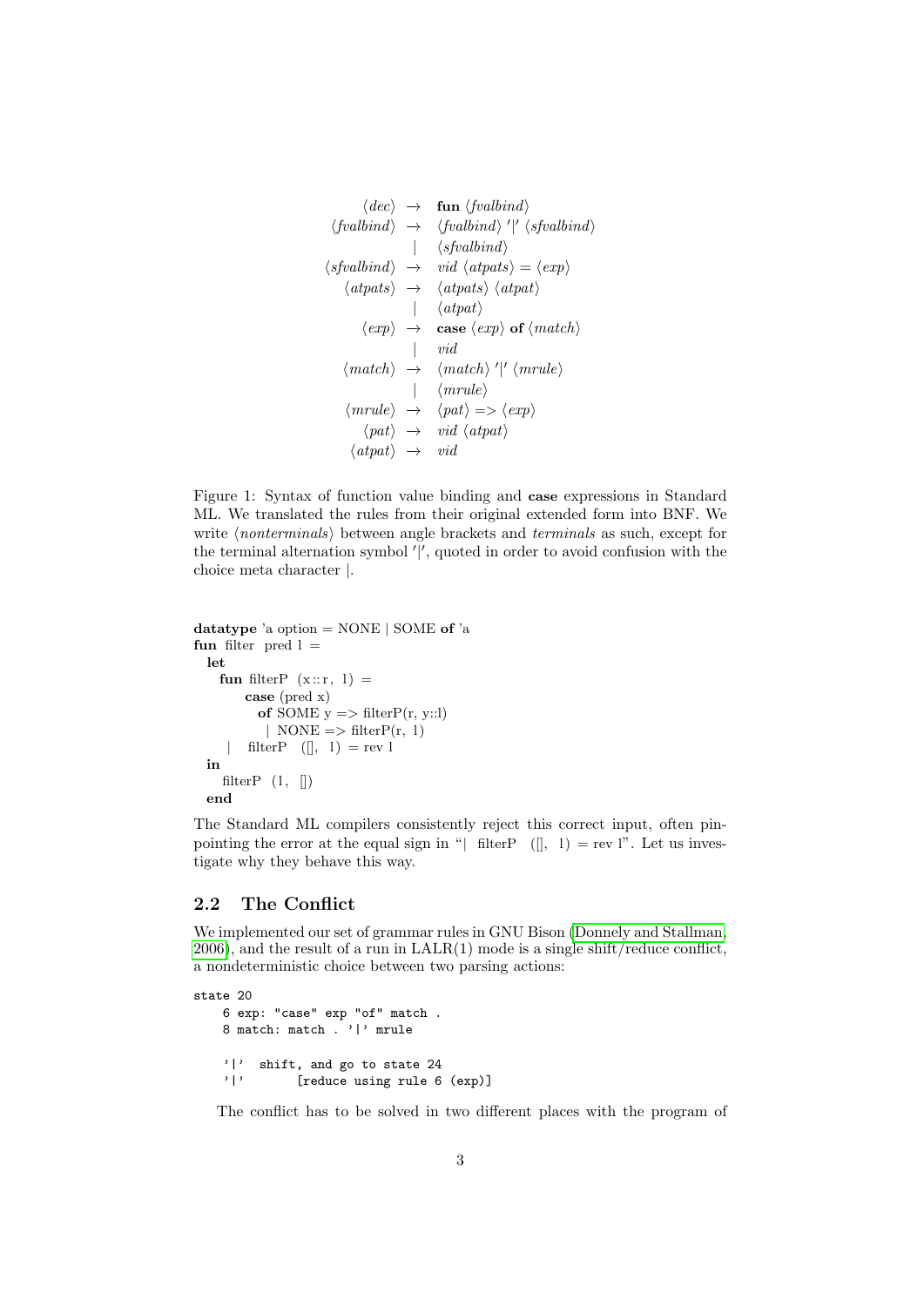$$
\begin{array}{rcl}
\langle dec \rangle & \rightarrow & \textbf{fun}\ \langle \mathit{fvalbind} \rangle \\
\langle \mathit{fvalbind} \rangle & \rightarrow & \langle \mathit{fvalbind} \rangle\ '|'\ \langle \mathit{sfvalbind} \rangle \\
 & | & \langle \mathit{sfvalbind} \rangle \\
\langle \mathit{sfvalbind} \rangle & \rightarrow & \mathit{vid}\ \langle \mathit{atpats} \rangle = \langle \mathit{exp} \rangle \\
\langle \mathit{atpats} \rangle & \rightarrow & \langle \mathit{atpats} \rangle\ \langle \mathit{atpat} \rangle \\
 & | & \langle \mathit{atpat} \rangle \\
\langle \mathit{exp} \rangle & \rightarrow & \textbf{case}\ \langle \mathit{exp} \rangle\ \textbf{of}\ \langle \mathit{match} \rangle \\
 & | & \mathit{vid} \\
\langle \mathit{match} \rangle & \rightarrow & \langle \mathit{match} \rangle\ '|'\ \langle \mathit{mrule} \rangle \\
 & | & \langle \mathit{mrule} \rangle \\
\langle \mathit{mrule} \rangle & \rightarrow & \langle \mathit{pat} \rangle \Rightarrow \langle \mathit{exp} \rangle \\
\langle \mathit{pat} \rangle & \rightarrow & \mathit{vid}\ \langle \mathit{atpat} \rangle \\
\langle \mathit{atpat} \rangle & \rightarrow & \mathit{vid}
\end{array}
$$

Figure 1: Syntax of function value binding and **case** expressions in Standard ML. We translated the rules from their original extended form into BNF. We write ⟨*nonterminals*⟩ between angle brackets and *terminals* as such, except for the terminal alternation symbol ′|′, quoted in order to avoid confusion with the choice meta character |.

```
datatype 'a option = NONE | SOME of 'a
fun filter pred l =
  let
    fun filterP (x::r, l) =
        case (pred x)
          of SOME y => filterP(r, y::l)
           | NONE => filterP(r, l)
      | filterP ([], l) = rev l
  in
    filterP (l, [])
  end
```

The Standard ML compilers consistently reject this correct input, often pinpointing the error at the equal sign in "| filterP ([], l) = rev l". Let us investigate why they behave this way.

## 2.2 The Conflict

We implemented our set of grammar rules in GNU Bison (Donnely and Stallman, 2006), and the result of a run in LALR(1) mode is a single shift/reduce conflict, a nondeterministic choice between two parsing actions:

```
state 20
    6 exp: "case" exp "of" match .
    8 match: match . '|' mrule

    '|'  shift, and go to state 24
    '|'       [reduce using rule 6 (exp)]
```

The conflict has to be solved in two different places with the program of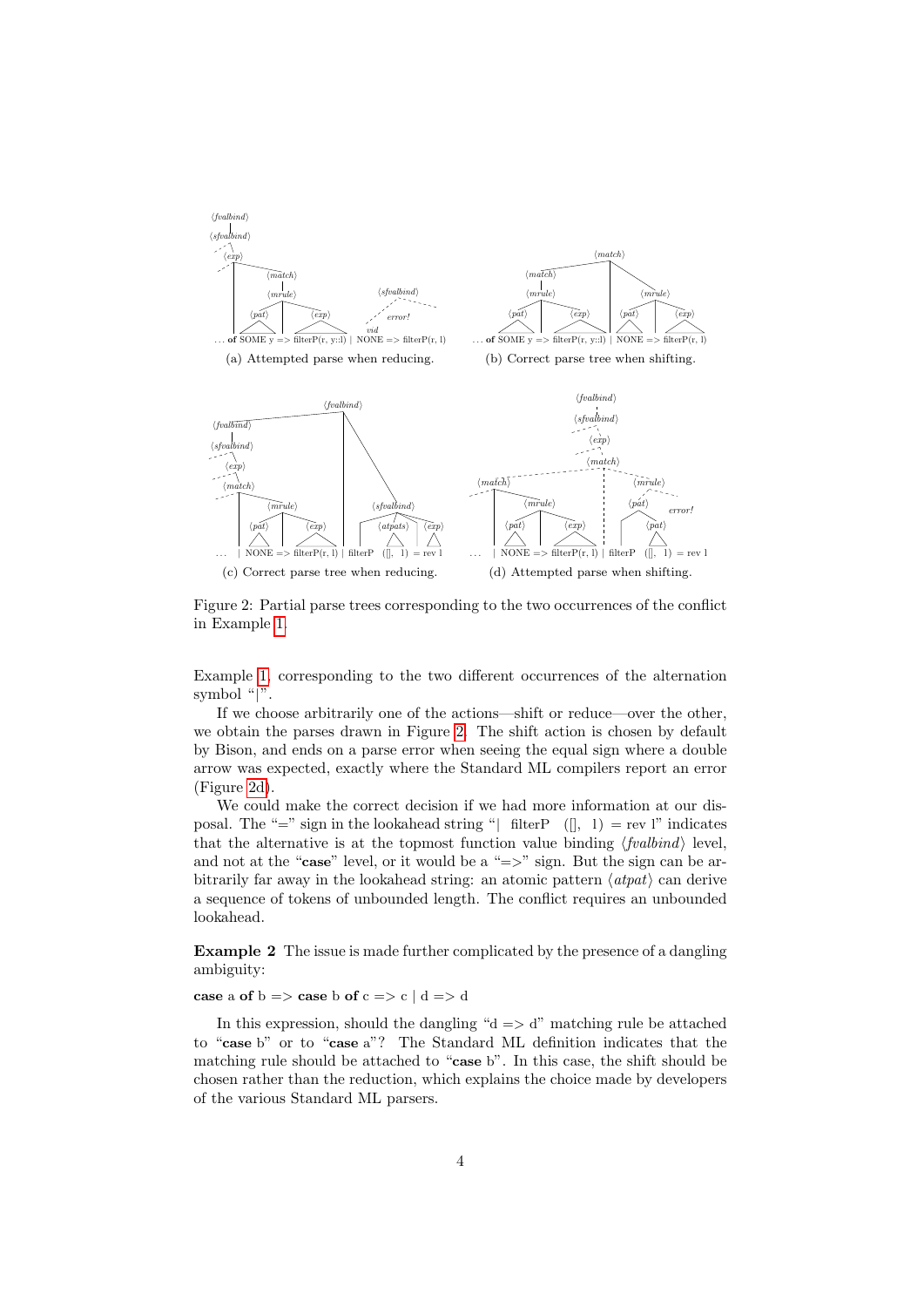(a) Attempted parse when reducing.

(b) Correct parse tree when shifting.

(c) Correct parse tree when reducing.

(d) Attempted parse when shifting.

Figure 2: Partial parse trees corresponding to the two occurrences of the conflict in Example 1.

Example 1, corresponding to the two different occurrences of the alternation symbol "|".

If we choose arbitrarily one of the actions—shift or reduce—over the other, we obtain the parses drawn in Figure 2. The shift action is chosen by default by Bison, and ends on a parse error when seeing the equal sign where a double arrow was expected, exactly where the Standard ML compilers report an error (Figure 2d).

We could make the correct decision if we had more information at our disposal. The "=" sign in the lookahead string "| filterP ([], l) = rev l" indicates that the alternative is at the topmost function value binding ⟨*fvalbind*⟩ level, and not at the "**case**" level, or it would be a "=>" sign. But the sign can be arbitrarily far away in the lookahead string: an atomic pattern ⟨*atpat*⟩ can derive a sequence of tokens of unbounded length. The conflict requires an unbounded lookahead.

**Example 2** The issue is made further complicated by the presence of a dangling ambiguity:

**case** a **of** b => **case** b **of** c => c | d => d

In this expression, should the dangling "d => d" matching rule be attached to "**case** b" or to "**case** a"? The Standard ML definition indicates that the matching rule should be attached to "**case** b". In this case, the shift should be chosen rather than the reduction, which explains the choice made by developers of the various Standard ML parsers.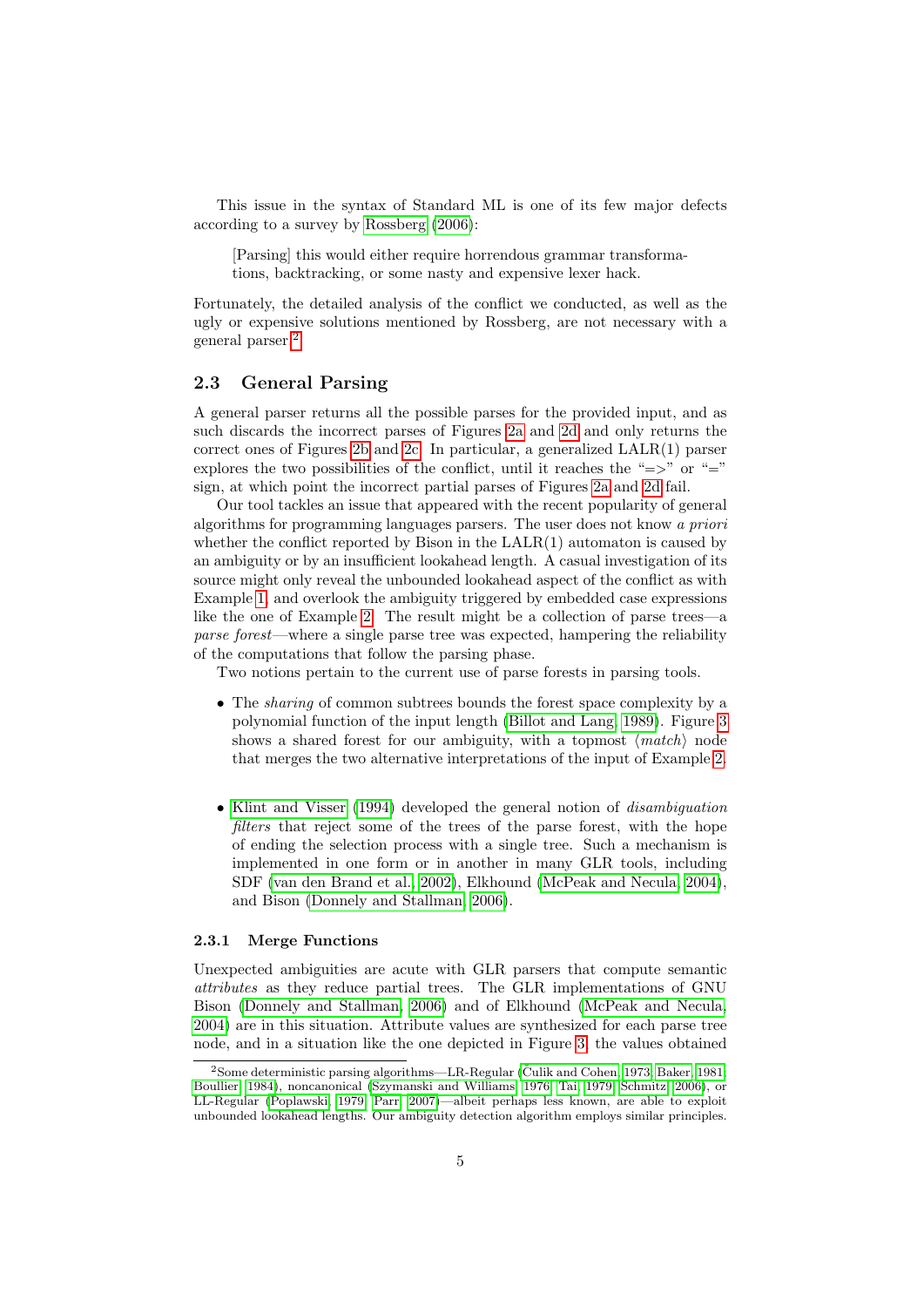This issue in the syntax of Standard ML is one of its few major defects according to a survey by Rossberg (2006):

> [Parsing] this would either require horrendous grammar transformations, backtracking, or some nasty and expensive lexer hack.

Fortunately, the detailed analysis of the conflict we conducted, as well as the ugly or expensive solutions mentioned by Rossberg, are not necessary with a general parser.[2]

### 2.3 General Parsing

A general parser returns all the possible parses for the provided input, and as such discards the incorrect parses of Figures 2a and 2d and only returns the correct ones of Figures 2b and 2c. In particular, a generalized LALR(1) parser explores the two possibilities of the conflict, until it reaches the "=>" or "=" sign, at which point the incorrect partial parses of Figures 2a and 2d fail.

Our tool tackles an issue that appeared with the recent popularity of general algorithms for programming languages parsers. The user does not know *a priori* whether the conflict reported by Bison in the LALR(1) automaton is caused by an ambiguity or by an insufficient lookahead length. A casual investigation of its source might only reveal the unbounded lookahead aspect of the conflict as with Example 1, and overlook the ambiguity triggered by embedded case expressions like the one of Example 2. The result might be a collection of parse trees—a *parse forest*—where a single parse tree was expected, hampering the reliability of the computations that follow the parsing phase.

Two notions pertain to the current use of parse forests in parsing tools.

- The *sharing* of common subtrees bounds the forest space complexity by a polynomial function of the input length (Billot and Lang, 1989). Figure 3 shows a shared forest for our ambiguity, with a topmost $\langle match \rangle$ node that merges the two alternative interpretations of the input of Example 2.

- Klint and Visser (1994) developed the general notion of *disambiguation filters* that reject some of the trees of the parse forest, with the hope of ending the selection process with a single tree. Such a mechanism is implemented in one form or in another in many GLR tools, including SDF (van den Brand et al., 2002), Elkhound (McPeak and Necula, 2004), and Bison (Donnely and Stallman, 2006).

#### 2.3.1 Merge Functions

Unexpected ambiguities are acute with GLR parsers that compute semantic *attributes* as they reduce partial trees. The GLR implementations of GNU Bison (Donnely and Stallman, 2006) and of Elkhound (McPeak and Necula, 2004) are in this situation. Attribute values are synthesized for each parse tree node, and in a situation like the one depicted in Figure 3, the values obtained

[2] Some deterministic parsing algorithms—LR-Regular (Čulik and Cohen, 1973; Baker, 1981; Boullier, 1984), noncanonical (Szymanski and Williams, 1976; Tai, 1979; Schmitz, 2006), or LL-Regular (Poplawski, 1979; Parr, 2007)—albeit perhaps less known, are able to exploit unbounded lookahead lengths. Our ambiguity detection algorithm employs similar principles.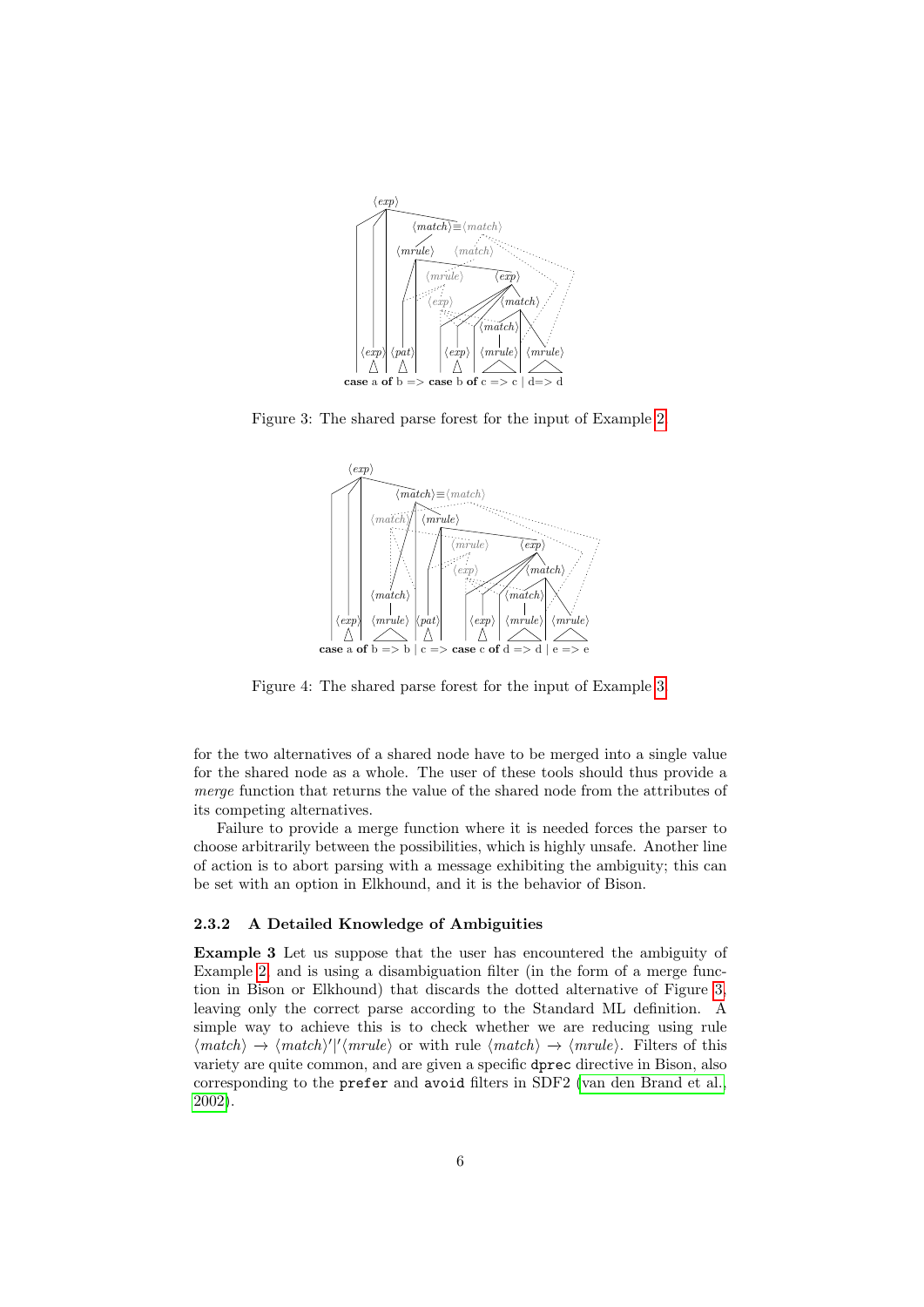Figure 3: The shared parse forest for the input of Example 2.

Figure 4: The shared parse forest for the input of Example 3.

for the two alternatives of a shared node have to be merged into a single value for the shared node as a whole. The user of these tools should thus provide a *merge* function that returns the value of the shared node from the attributes of its competing alternatives.

Failure to provide a merge function where it is needed forces the parser to choose arbitrarily between the possibilities, which is highly unsafe. Another line of action is to abort parsing with a message exhibiting the ambiguity; this can be set with an option in Elkhound, and it is the behavior of Bison.

### 2.3.2 A Detailed Knowledge of Ambiguities

**Example 3** Let us suppose that the user has encountered the ambiguity of Example 2, and is using a disambiguation filter (in the form of a merge function in Bison or Elkhound) that discards the dotted alternative of Figure 3, leaving only the correct parse according to the Standard ML definition. A simple way to achieve this is to check whether we are reducing using rule $\langle match \rangle \rightarrow \langle match \rangle' | ' \langle mrule \rangle$ or with rule $\langle match \rangle \rightarrow \langle mrule \rangle$. Filters of this variety are quite common, and are given a specific `dprec` directive in Bison, also corresponding to the `prefer` and `avoid` filters in SDF2 (van den Brand et al., 2002).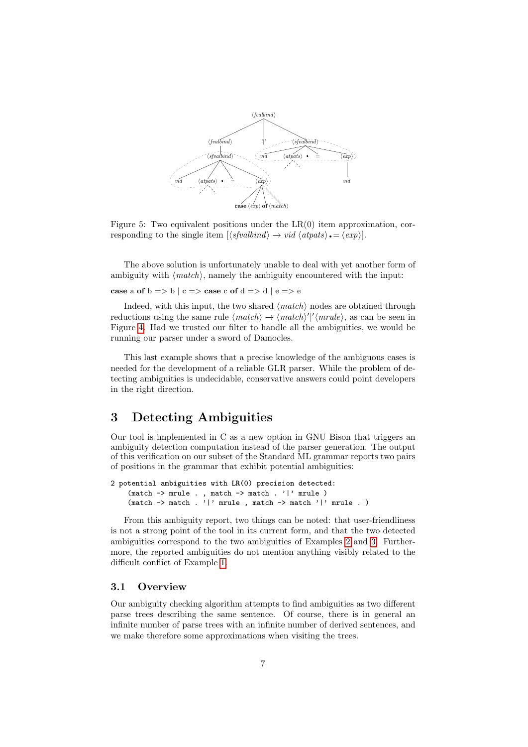Figure 5: Two equivalent positions under the LR(0) item approximation, corresponding to the single item $[\langle sfvalbind\rangle \rightarrow vid\ \langle atpats\rangle \bullet = \langle exp\rangle]$.

The above solution is unfortunately unable to deal with yet another form of ambiguity with $\langle match\rangle$, namely the ambiguity encountered with the input:

**case** a **of** b => b | c => **case** c **of** d => d | e => e

Indeed, with this input, the two shared $\langle match\rangle$ nodes are obtained through reductions using the same rule $\langle match\rangle \rightarrow \langle match\rangle'|'\langle mrule\rangle$, as can be seen in Figure 4. Had we trusted our filter to handle all the ambiguities, we would be running our parser under a sword of Damocles.

This last example shows that a precise knowledge of the ambiguous cases is needed for the development of a reliable GLR parser. While the problem of detecting ambiguities is undecidable, conservative answers could point developers in the right direction.

# 3 Detecting Ambiguities

Our tool is implemented in C as a new option in GNU Bison that triggers an ambiguity detection computation instead of the parser generation. The output of this verification on our subset of the Standard ML grammar reports two pairs of positions in the grammar that exhibit potential ambiguities:

```
2 potential ambiguities with LR(0) precision detected:
    (match -> mrule . , match -> match . '|' mrule )
    (match -> match . '|' mrule , match -> match '|' mrule . )
```

From this ambiguity report, two things can be noted: that user-friendliness is not a strong point of the tool in its current form, and that the two detected ambiguities correspond to the two ambiguities of Examples 2 and 3. Furthermore, the reported ambiguities do not mention anything visibly related to the difficult conflict of Example 1.

## 3.1 Overview

Our ambiguity checking algorithm attempts to find ambiguities as two different parse trees describing the same sentence. Of course, there is in general an infinite number of parse trees with an infinite number of derived sentences, and we make therefore some approximations when visiting the trees.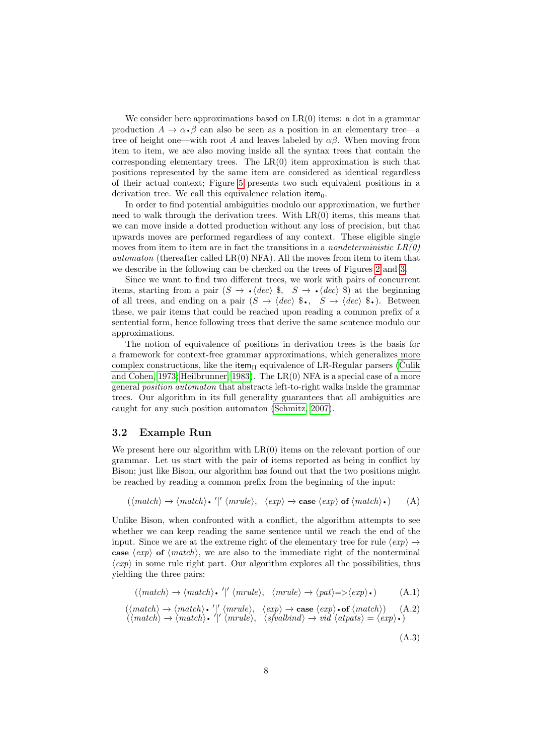We consider here approximations based on LR(0) items: a dot in a grammar production $A \to \alpha{\scriptstyle\bullet}\beta$ can also be seen as a position in an elementary tree—a tree of height one—with root $A$ and leaves labeled by $\alpha\beta$. When moving from item to item, we are also moving inside all the syntax trees that contain the corresponding elementary trees. The LR(0) item approximation is such that positions represented by the same item are considered as identical regardless of their actual context; Figure 5 presents two such equivalent positions in a derivation tree. We call this equivalence relation $\mathsf{item}_0$.

In order to find potential ambiguities modulo our approximation, we further need to walk through the derivation trees. With LR(0) items, this means that we can move inside a dotted production without any loss of precision, but that upwards moves are performed regardless of any context. These eligible single moves from item to item are in fact the transitions in a *nondeterministic LR(0) automaton* (thereafter called LR(0) NFA). All the moves from item to item that we describe in the following can be checked on the trees of Figures 2 and 3.

Since we want to find two different trees, we work with pairs of concurrent items, starting from a pair $(S \to {\scriptstyle\bullet}\langle dec\rangle\ \$,\ \ S \to {\scriptstyle\bullet}\langle dec\rangle\ \$)$ at the beginning of all trees, and ending on a pair $(S \to \langle dec\rangle\ \${\scriptstyle\bullet},\ \ S \to \langle dec\rangle\ \${\scriptstyle\bullet})$. Between these, we pair items that could be reached upon reading a common prefix of a sentential form, hence following trees that derive the same sentence modulo our approximations.

The notion of equivalence of positions in derivation trees is the basis for a framework for context-free grammar approximations, which generalizes more complex constructions, like the $\mathsf{item}_\Pi$ equivalence of LR-Regular parsers (Čulik and Cohen, 1973; Heilbrunner, 1983). The LR(0) NFA is a special case of a more general *position automaton* that abstracts left-to-right walks inside the grammar trees. Our algorithm in its full generality guarantees that all ambiguities are caught for any such position automaton (Schmitz, 2007).

### 3.2 Example Run

We present here our algorithm with LR(0) items on the relevant portion of our grammar. Let us start with the pair of items reported as being in conflict by Bison; just like Bison, our algorithm has found out that the two positions might be reached by reading a common prefix from the beginning of the input:

$$(\langle match\rangle \to \langle match\rangle{\scriptstyle\bullet}\ '|'\ \langle mrule\rangle,\quad \langle exp\rangle \to \mathbf{case}\ \langle exp\rangle\ \mathbf{of}\ \langle match\rangle{\scriptstyle\bullet}) \tag{A}$$

Unlike Bison, when confronted with a conflict, the algorithm attempts to see whether we can keep reading the same sentence until we reach the end of the input. Since we are at the extreme right of the elementary tree for rule $\langle exp\rangle \to$ **case** $\langle exp\rangle$ **of** $\langle match\rangle$, we are also to the immediate right of the nonterminal $\langle exp\rangle$ in some rule right part. Our algorithm explores all the possibilities, thus yielding the three pairs:

$$(\langle match\rangle \to \langle match\rangle{\scriptstyle\bullet}\ '|'\ \langle mrule\rangle,\quad \langle mrule\rangle \to \langle pat\rangle{=>}\langle exp\rangle{\scriptstyle\bullet}) \tag{A.1}$$

$$(\langle match\rangle \to \langle match\rangle{\scriptstyle\bullet}\ '|'\ \langle mrule\rangle,\quad \langle exp\rangle \to \mathbf{case}\ \langle exp\rangle{\scriptstyle\bullet}\,\mathbf{of}\ \langle match\rangle) \tag{A.2}$$

$$(\langle match\rangle \to \langle match\rangle{\scriptstyle\bullet}\ '|'\ \langle mrule\rangle,\quad \langle sfvalbind\rangle \to vid\ \langle atpats\rangle = \langle exp\rangle{\scriptstyle\bullet}) \tag{A.3}$$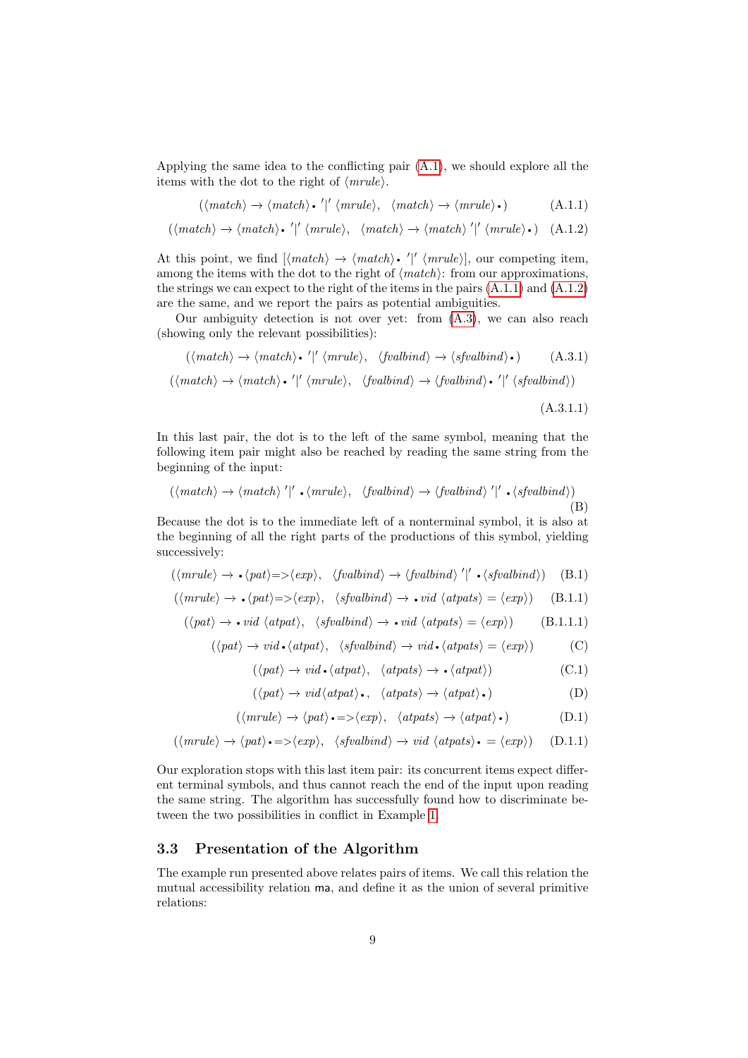Applying the same idea to the conflicting pair (A.1), we should explore all the items with the dot to the right of $\langle mrule \rangle$.

$$(\langle match \rangle \to \langle match \rangle \bullet\ '|'\ \langle mrule \rangle,\quad \langle match \rangle \to \langle mrule \rangle \bullet) \tag{A.1.1}$$

$$(\langle match \rangle \to \langle match \rangle \bullet\ '|'\ \langle mrule \rangle,\quad \langle match \rangle \to \langle match \rangle\ '|'\ \langle mrule \rangle \bullet) \tag{A.1.2}$$

At this point, we find $[\langle match \rangle \to \langle match \rangle \bullet\ '|'\ \langle mrule \rangle]$, our competing item, among the items with the dot to the right of $\langle match \rangle$: from our approximations, the strings we can expect to the right of the items in the pairs (A.1.1) and (A.1.2) are the same, and we report the pairs as potential ambiguities.

Our ambiguity detection is not over yet: from (A.3), we can also reach (showing only the relevant possibilities):

$$(\langle match \rangle \to \langle match \rangle \bullet\ '|'\ \langle mrule \rangle,\quad \langle fvalbind \rangle \to \langle sfvalbind \rangle \bullet) \tag{A.3.1}$$

$$(\langle match \rangle \to \langle match \rangle \bullet\ '|'\ \langle mrule \rangle,\quad \langle fvalbind \rangle \to \langle fvalbind \rangle \bullet\ '|'\ \langle sfvalbind \rangle) \tag{A.3.1.1}$$

In this last pair, the dot is to the left of the same symbol, meaning that the following item pair might also be reached by reading the same string from the beginning of the input:

$$(\langle match \rangle \to \langle match \rangle\ '|' \bullet \langle mrule \rangle,\quad \langle fvalbind \rangle \to \langle fvalbind \rangle\ '|' \bullet \langle sfvalbind \rangle) \tag{B}$$

Because the dot is to the immediate left of a nonterminal symbol, it is also at the beginning of all the right parts of the productions of this symbol, yielding successively:

$$(\langle mrule \rangle \to \bullet \langle pat \rangle{=>}\langle exp \rangle,\quad \langle fvalbind \rangle \to \langle fvalbind \rangle\ '|' \bullet \langle sfvalbind \rangle) \tag{B.1}$$

$$(\langle mrule \rangle \to \bullet \langle pat \rangle{=>}\langle exp \rangle,\quad \langle sfvalbind \rangle \to \bullet\ vid\ \langle atpats \rangle = \langle exp \rangle) \tag{B.1.1}$$

$$(\langle pat \rangle \to \bullet\ vid\ \langle atpat \rangle,\quad \langle sfvalbind \rangle \to \bullet\ vid\ \langle atpats \rangle = \langle exp \rangle) \tag{B.1.1.1}$$

$$(\langle pat \rangle \to vid \bullet \langle atpat \rangle,\quad \langle sfvalbind \rangle \to vid \bullet \langle atpats \rangle = \langle exp \rangle) \tag{C}$$

$$(\langle pat \rangle \to vid \bullet \langle atpat \rangle,\quad \langle atpats \rangle \to \bullet \langle atpat \rangle) \tag{C.1}$$

$$(\langle pat \rangle \to vid \langle atpat \rangle \bullet,\quad \langle atpats \rangle \to \langle atpat \rangle \bullet) \tag{D}$$

$$(\langle mrule \rangle \to \langle pat \rangle \bullet {=>}\langle exp \rangle,\quad \langle atpats \rangle \to \langle atpat \rangle \bullet) \tag{D.1}$$

$$(\langle mrule \rangle \to \langle pat \rangle \bullet {=>}\langle exp \rangle,\quad \langle sfvalbind \rangle \to vid\ \langle atpats \rangle \bullet = \langle exp \rangle) \tag{D.1.1}$$

Our exploration stops with this last item pair: its concurrent items expect different terminal symbols, and thus cannot reach the end of the input upon reading the same string. The algorithm has successfully found how to discriminate between the two possibilities in conflict in Example 1.

## 3.3 Presentation of the Algorithm

The example run presented above relates pairs of items. We call this relation the mutual accessibility relation `ma`, and define it as the union of several primitive relations: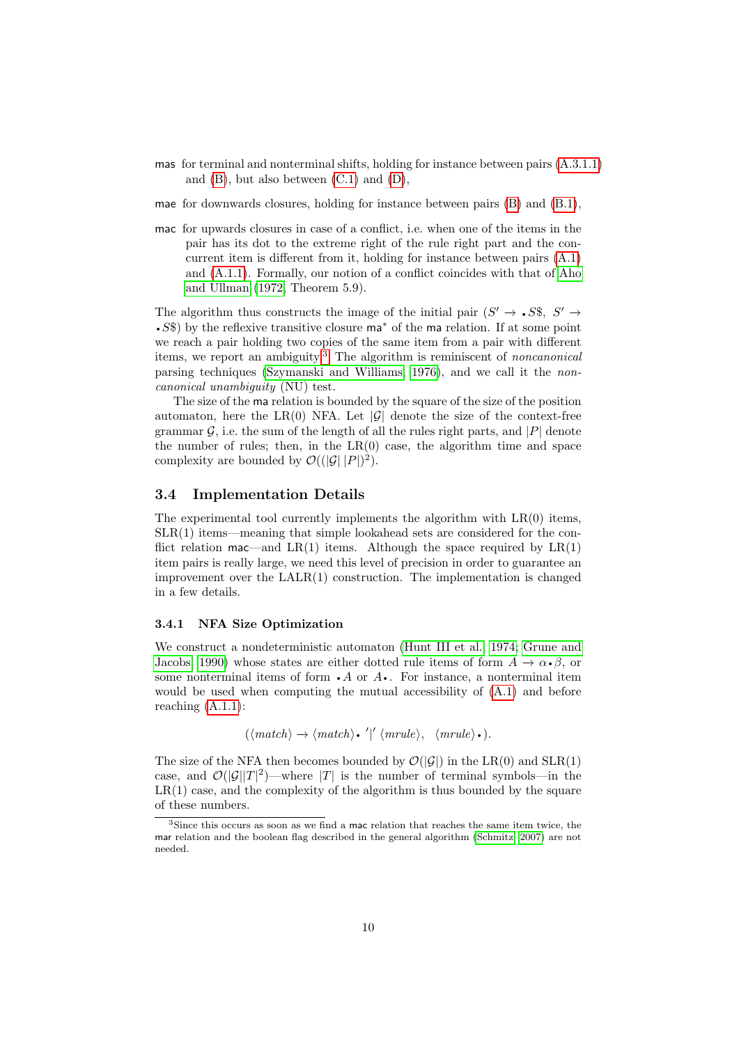mas for terminal and nonterminal shifts, holding for instance between pairs (A.3.1.1) and (B), but also between (C.1) and (D),

mae for downwards closures, holding for instance between pairs (B) and (B.1),

mac for upwards closures in case of a conflict, i.e. when one of the items in the pair has its dot to the extreme right of the rule right part and the concurrent item is different from it, holding for instance between pairs (A.1) and (A.1.1). Formally, our notion of a conflict coincides with that of Aho and Ullman (1972, Theorem 5.9).

The algorithm thus constructs the image of the initial pair $(S' \to {\bullet} S\$,\ S' \to {\bullet} S\$)$ by the reflexive transitive closure $\mathsf{ma}^*$ of the ma relation. If at some point we reach a pair holding two copies of the same item from a pair with different items, we report an ambiguity.[3] The algorithm is reminiscent of *noncanonical* parsing techniques (Szymanski and Williams, 1976), and we call it the *noncanonical unambiguity* (NU) test.

The size of the ma relation is bounded by the square of the size of the position automaton, here the LR(0) NFA. Let $|\mathcal{G}|$ denote the size of the context-free grammar $\mathcal{G}$, i.e. the sum of the length of all the rules right parts, and $|P|$ denote the number of rules; then, in the LR(0) case, the algorithm time and space complexity are bounded by $\mathcal{O}((|\mathcal{G}|\ |P|)^2)$.

## 3.4 Implementation Details

The experimental tool currently implements the algorithm with LR(0) items, SLR(1) items—meaning that simple lookahead sets are considered for the conflict relation mac—and LR(1) items. Although the space required by LR(1) item pairs is really large, we need this level of precision in order to guarantee an improvement over the LALR(1) construction. The implementation is changed in a few details.

### 3.4.1 NFA Size Optimization

We construct a nondeterministic automaton (Hunt III et al., 1974; Grune and Jacobs, 1990) whose states are either dotted rule items of form $A \to \alpha {\bullet} \beta$, or some nonterminal items of form ${\bullet} A$ or $A {\bullet}$. For instance, a nonterminal item would be used when computing the mutual accessibility of (A.1) and before reaching (A.1.1):

$$(\langle match \rangle \to \langle match \rangle {\bullet}\ '|'\ \langle mrule \rangle,\quad \langle mrule \rangle {\bullet}).$$

The size of the NFA then becomes bounded by $\mathcal{O}(|\mathcal{G}|)$ in the LR(0) and SLR(1) case, and $\mathcal{O}(|\mathcal{G}||T|^2)$—where $|T|$ is the number of terminal symbols—in the LR(1) case, and the complexity of the algorithm is thus bounded by the square of these numbers.

[3] Since this occurs as soon as we find a mac relation that reaches the same item twice, the mar relation and the boolean flag described in the general algorithm (Schmitz, 2007) are not needed.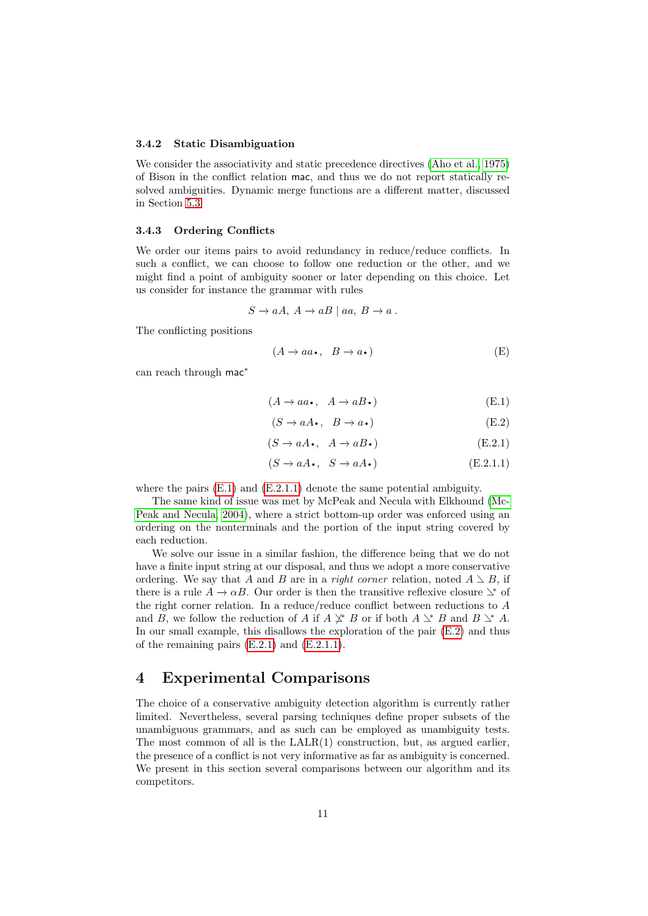### 3.4.2 Static Disambiguation

We consider the associativity and static precedence directives (Aho et al., 1975) of Bison in the conflict relation $\mathsf{mac}$, and thus we do not report statically resolved ambiguities. Dynamic merge functions are a different matter, discussed in Section 5.3.

### 3.4.3 Ordering Conflicts

We order our items pairs to avoid redundancy in reduce/reduce conflicts. In such a conflict, we can choose to follow one reduction or the other, and we might find a point of ambiguity sooner or later depending on this choice. Let us consider for instance the grammar with rules

$$S \to aA,\ A \to aB \mid aa,\ B \to a\,.$$

The conflicting positions

$$(A \to aa{\scriptstyle\bullet},\quad B \to a{\scriptstyle\bullet}) \tag{E}$$

can reach through $\mathsf{mac}^*$

$$(A \to aa{\scriptstyle\bullet},\quad A \to aB{\scriptstyle\bullet}) \tag{E.1}$$

$$(S \to aA{\scriptstyle\bullet},\quad B \to a{\scriptstyle\bullet}) \tag{E.2}$$

$$(S \to aA{\scriptstyle\bullet},\quad A \to aB{\scriptstyle\bullet}) \tag{E.2.1}$$

$$(S \to aA{\scriptstyle\bullet},\quad S \to aA{\scriptstyle\bullet}) \tag{E.2.1.1}$$

where the pairs (E.1) and (E.2.1.1) denote the same potential ambiguity.

The same kind of issue was met by McPeak and Necula with Elkhound (McPeak and Necula, 2004), where a strict bottom-up order was enforced using an ordering on the nonterminals and the portion of the input string covered by each reduction.

We solve our issue in a similar fashion, the difference being that we do not have a finite input string at our disposal, and thus we adopt a more conservative ordering. We say that $A$ and $B$ are in a *right corner* relation, noted $A \searrow B$, if there is a rule $A \to \alpha B$. Our order is then the transitive reflexive closure $\searrow^*$ of the right corner relation. In a reduce/reduce conflict between reductions to $A$ and $B$, we follow the reduction of $A$ if $A \not\searrow^* B$ or if both $A \searrow^* B$ and $B \searrow^* A$. In our small example, this disallows the exploration of the pair (E.2) and thus of the remaining pairs (E.2.1) and (E.2.1.1).

# 4 Experimental Comparisons

The choice of a conservative ambiguity detection algorithm is currently rather limited. Nevertheless, several parsing techniques define proper subsets of the unambiguous grammars, and as such can be employed as unambiguity tests. The most common of all is the LALR(1) construction, but, as argued earlier, the presence of a conflict is not very informative as far as ambiguity is concerned. We present in this section several comparisons between our algorithm and its competitors.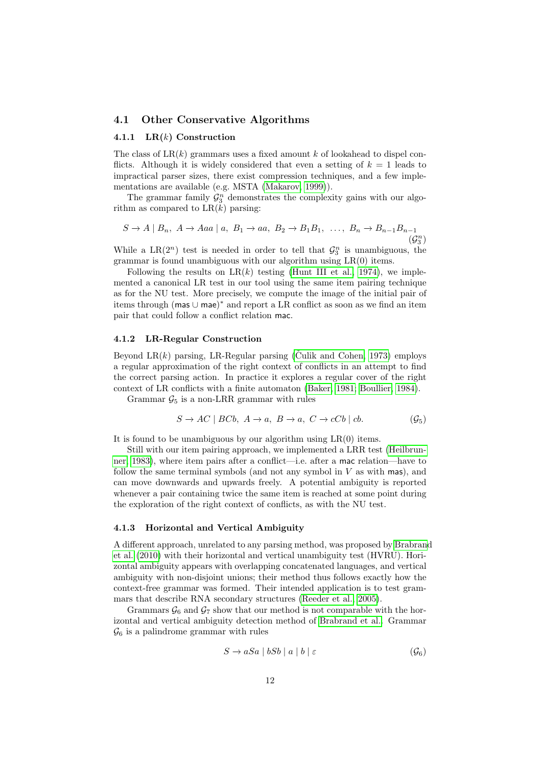## 4.1 Other Conservative Algorithms

### 4.1.1 LR($k$) Construction

The class of LR($k$) grammars uses a fixed amount $k$ of lookahead to dispel conflicts. Although it is widely considered that even a setting of $k = 1$ leads to impractical parser sizes, there exist compression techniques, and a few implementations are available (e.g. MSTA (Makarov, 1999)).

The grammar family $\mathcal{G}_3^n$ demonstrates the complexity gains with our algorithm as compared to LR($k$) parsing:

$$S \to A \mid B_n,\ A \to Aaa \mid a,\ B_1 \to aa,\ B_2 \to B_1B_1,\ \ldots,\ B_n \to B_{n-1}B_{n-1} \qquad (\mathcal{G}_3^n)$$

While a LR($2^n$) test is needed in order to tell that $\mathcal{G}_3^n$ is unambiguous, the grammar is found unambiguous with our algorithm using LR(0) items.

Following the results on LR($k$) testing (Hunt III et al., 1974), we implemented a canonical LR test in our tool using the same item pairing technique as for the NU test. More precisely, we compute the image of the initial pair of items through $(\mathsf{mas} \cup \mathsf{mae})^*$ and report a LR conflict as soon as we find an item pair that could follow a conflict relation $\mathsf{mac}$.

### 4.1.2 LR-Regular Construction

Beyond LR($k$) parsing, LR-Regular parsing (Čulik and Cohen, 1973) employs a regular approximation of the right context of conflicts in an attempt to find the correct parsing action. In practice it explores a regular cover of the right context of LR conflicts with a finite automaton (Baker, 1981; Boullier, 1984).

Grammar $\mathcal{G}_5$ is a non-LRR grammar with rules

$$S \to AC \mid BCb,\ A \to a,\ B \to a,\ C \to cCb \mid cb. \qquad (\mathcal{G}_5)$$

It is found to be unambiguous by our algorithm using LR(0) items.

Still with our item pairing approach, we implemented a LRR test (Heilbrunner, 1983), where item pairs after a conflict—i.e. after a $\mathsf{mac}$ relation—have to follow the same terminal symbols (and not any symbol in $V$ as with $\mathsf{mas}$), and can move downwards and upwards freely. A potential ambiguity is reported whenever a pair containing twice the same item is reached at some point during the exploration of the right context of conflicts, as with the NU test.

### 4.1.3 Horizontal and Vertical Ambiguity

A different approach, unrelated to any parsing method, was proposed by Brabrand et al. (2010) with their horizontal and vertical unambiguity test (HVRU). Horizontal ambiguity appears with overlapping concatenated languages, and vertical ambiguity with non-disjoint unions; their method thus follows exactly how the context-free grammar was formed. Their intended application is to test grammars that describe RNA secondary structures (Reeder et al., 2005).

Grammars $\mathcal{G}_6$ and $\mathcal{G}_7$ show that our method is not comparable with the horizontal and vertical ambiguity detection method of Brabrand et al.. Grammar $\mathcal{G}_6$ is a palindrome grammar with rules

$$S \to aSa \mid bSb \mid a \mid b \mid \varepsilon \qquad (\mathcal{G}_6)$$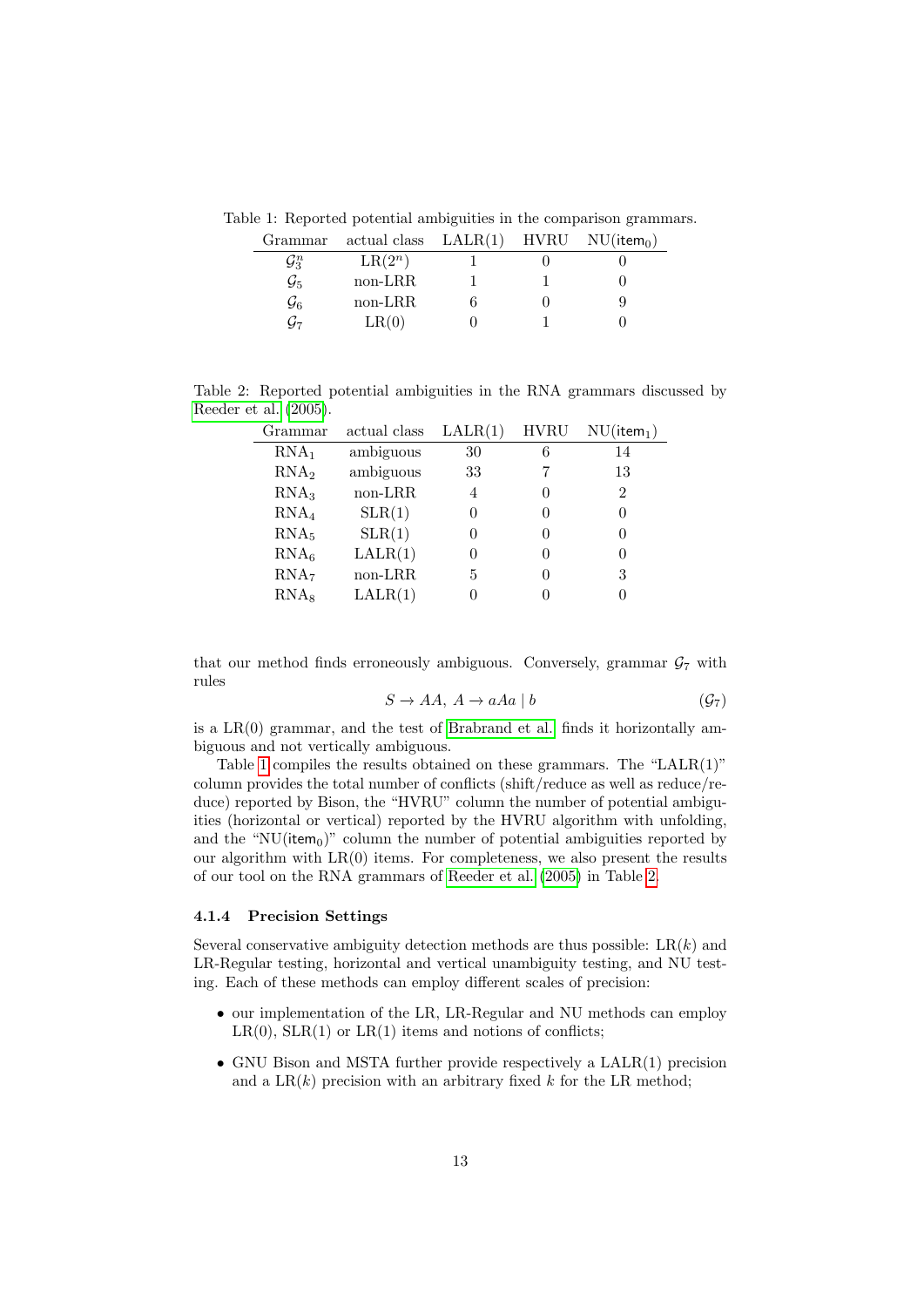Table 1: Reported potential ambiguities in the comparison grammars.

| Grammar | actual class | LALR(1) | HVRU | NU($\mathsf{item}_0$) |
|---|---|---|---|---|
| $\mathcal{G}_3^n$ | LR($2^n$) | 1 | 0 | 0 |
| $\mathcal{G}_5$ | non-LRR | 1 | 1 | 0 |
| $\mathcal{G}_6$ | non-LRR | 6 | 0 | 9 |
| $\mathcal{G}_7$ | LR(0) | 0 | 1 | 0 |

Table 2: Reported potential ambiguities in the RNA grammars discussed by Reeder et al. (2005).

| Grammar | actual class | LALR(1) | HVRU | NU($\mathsf{item}_1$) |
|---|---|---|---|---|
| $\text{RNA}_1$ | ambiguous | 30 | 6 | 14 |
| $\text{RNA}_2$ | ambiguous | 33 | 7 | 13 |
| $\text{RNA}_3$ | non-LRR | 4 | 0 | 2 |
| $\text{RNA}_4$ | SLR(1) | 0 | 0 | 0 |
| $\text{RNA}_5$ | SLR(1) | 0 | 0 | 0 |
| $\text{RNA}_6$ | LALR(1) | 0 | 0 | 0 |
| $\text{RNA}_7$ | non-LRR | 5 | 0 | 3 |
| $\text{RNA}_8$ | LALR(1) | 0 | 0 | 0 |

that our method finds erroneously ambiguous. Conversely, grammar $\mathcal{G}_7$ with rules

$$S \to AA,\ A \to aAa \mid b \qquad (\mathcal{G}_7)$$

is a LR(0) grammar, and the test of Brabrand et al. finds it horizontally ambiguous and not vertically ambiguous.

Table 1 compiles the results obtained on these grammars. The "LALR(1)" column provides the total number of conflicts (shift/reduce as well as reduce/reduce) reported by Bison, the "HVRU" column the number of potential ambiguities (horizontal or vertical) reported by the HVRU algorithm with unfolding, and the "NU($\mathsf{item}_0$)" column the number of potential ambiguities reported by our algorithm with LR(0) items. For completeness, we also present the results of our tool on the RNA grammars of Reeder et al. (2005) in Table 2.

### 4.1.4 Precision Settings

Several conservative ambiguity detection methods are thus possible: LR($k$) and LR-Regular testing, horizontal and vertical unambiguity testing, and NU testing. Each of these methods can employ different scales of precision:

- our implementation of the LR, LR-Regular and NU methods can employ LR(0), SLR(1) or LR(1) items and notions of conflicts;
- GNU Bison and MSTA further provide respectively a LALR(1) precision and a LR($k$) precision with an arbitrary fixed $k$ for the LR method;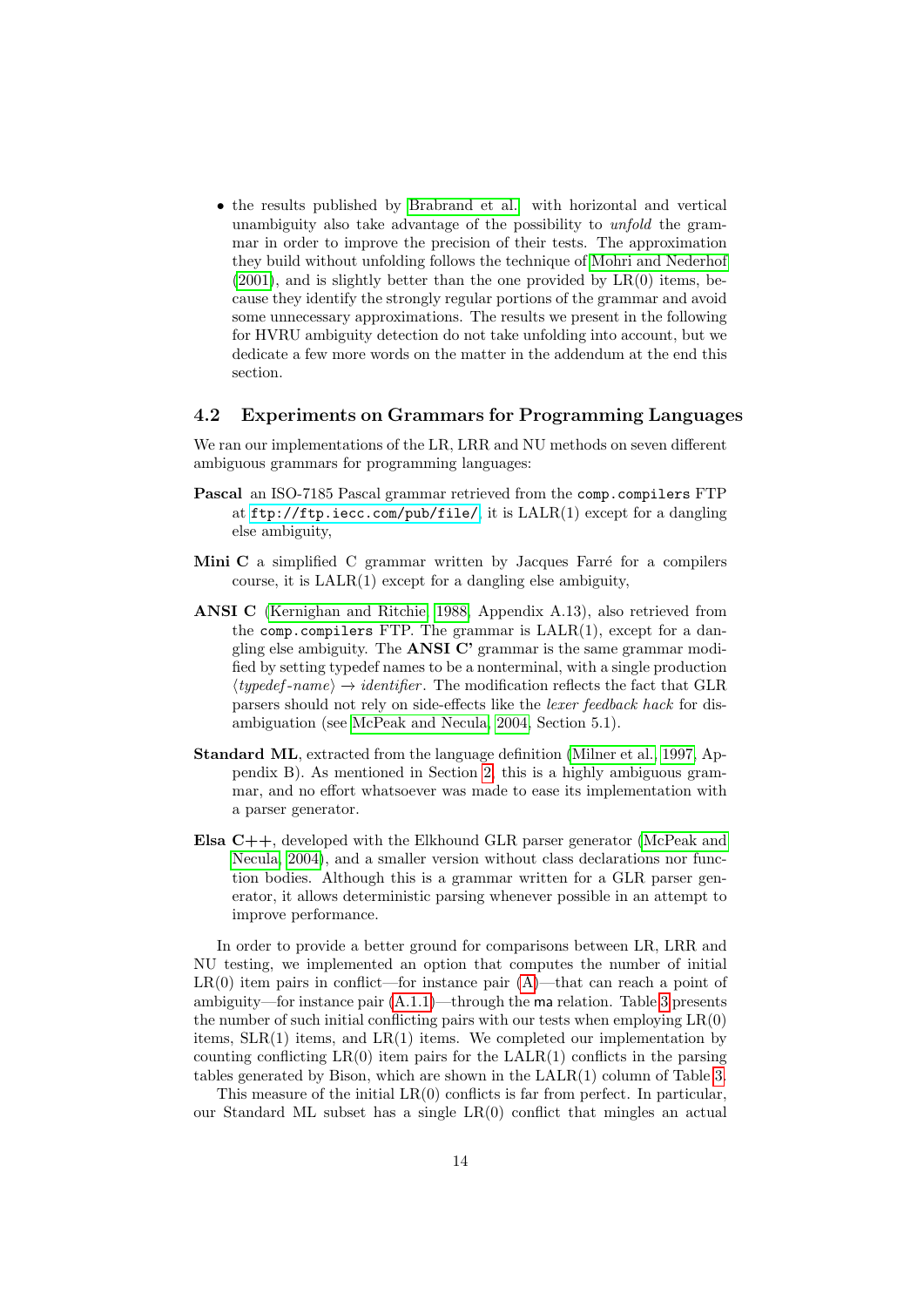- the results published by Brabrand et al. with horizontal and vertical unambiguity also take advantage of the possibility to *unfold* the grammar in order to improve the precision of their tests. The approximation they build without unfolding follows the technique of Mohri and Nederhof (2001), and is slightly better than the one provided by LR(0) items, because they identify the strongly regular portions of the grammar and avoid some unnecessary approximations. The results we present in the following for HVRU ambiguity detection do not take unfolding into account, but we dedicate a few more words on the matter in the addendum at the end this section.

### 4.2 Experiments on Grammars for Programming Languages

We ran our implementations of the LR, LRR and NU methods on seven different ambiguous grammars for programming languages:

**Pascal** an ISO-7185 Pascal grammar retrieved from the `comp.compilers` FTP at `ftp://ftp.iecc.com/pub/file/`, it is LALR(1) except for a dangling else ambiguity,

**Mini C** a simplified C grammar written by Jacques Farré for a compilers course, it is LALR(1) except for a dangling else ambiguity,

**ANSI C** (Kernighan and Ritchie, 1988, Appendix A.13), also retrieved from the `comp.compilers` FTP. The grammar is LALR(1), except for a dangling else ambiguity. The **ANSI C'** grammar is the same grammar modified by setting typedef names to be a nonterminal, with a single production $\langle \textit{typedef-name} \rangle \rightarrow \textit{identifier}$. The modification reflects the fact that GLR parsers should not rely on side-effects like the *lexer feedback hack* for disambiguation (see McPeak and Necula, 2004, Section 5.1).

**Standard ML**, extracted from the language definition (Milner et al., 1997, Appendix B). As mentioned in Section 2, this is a highly ambiguous grammar, and no effort whatsoever was made to ease its implementation with a parser generator.

**Elsa C++**, developed with the Elkhound GLR parser generator (McPeak and Necula, 2004), and a smaller version without class declarations nor function bodies. Although this is a grammar written for a GLR parser generator, it allows deterministic parsing whenever possible in an attempt to improve performance.

In order to provide a better ground for comparisons between LR, LRR and NU testing, we implemented an option that computes the number of initial LR(0) item pairs in conflict—for instance pair (A)—that can reach a point of ambiguity—for instance pair (A.1.1)—through the ma relation. Table 3 presents the number of such initial conflicting pairs with our tests when employing LR(0) items, SLR(1) items, and LR(1) items. We completed our implementation by counting conflicting LR(0) item pairs for the LALR(1) conflicts in the parsing tables generated by Bison, which are shown in the LALR(1) column of Table 3.

This measure of the initial LR(0) conflicts is far from perfect. In particular, our Standard ML subset has a single LR(0) conflict that mingles an actual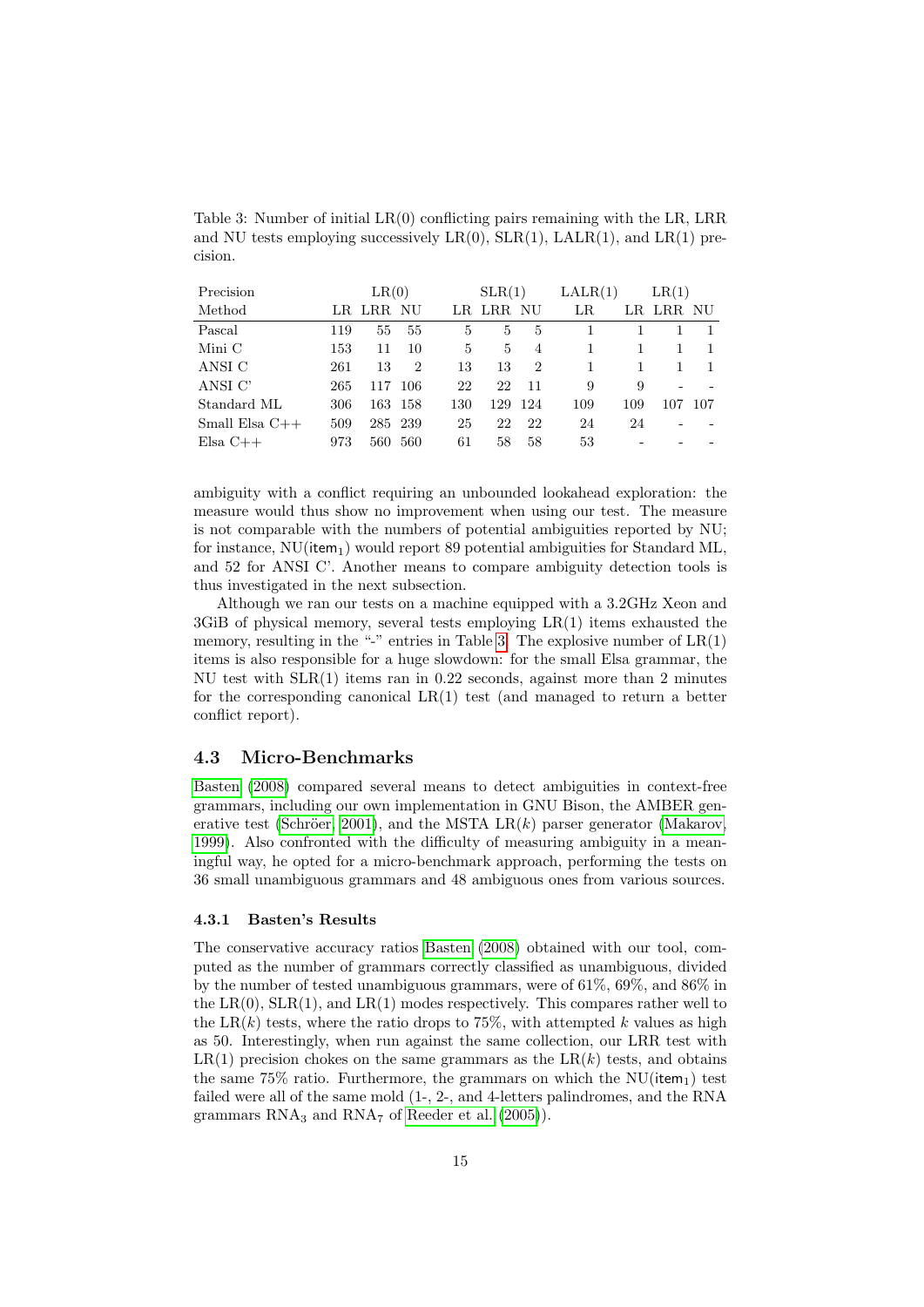Table 3: Number of initial LR(0) conflicting pairs remaining with the LR, LRR and NU tests employing successively LR(0), SLR(1), LALR(1), and LR(1) precision.

| Precision | LR(0) | | | SLR(1) | | | LALR(1) | LR(1) | | |
|---|---|---|---|---|---|---|---|---|---|---|
| Method | LR | LRR | NU | LR | LRR | NU | LR | LR | LRR | NU |
| Pascal | 119 | 55 | 55 | 5 | 5 | 5 | 1 | 1 | 1 | 1 |
| Mini C | 153 | 11 | 10 | 5 | 5 | 4 | 1 | 1 | 1 | 1 |
| ANSI C | 261 | 13 | 2 | 13 | 13 | 2 | 1 | 1 | 1 | 1 |
| ANSI C' | 265 | 117 | 106 | 22 | 22 | 11 | 9 | 9 | - | - |
| Standard ML | 306 | 163 | 158 | 130 | 129 | 124 | 109 | 109 | 107 | 107 |
| Small Elsa C++ | 509 | 285 | 239 | 25 | 22 | 22 | 24 | 24 | - | - |
| Elsa C++ | 973 | 560 | 560 | 61 | 58 | 58 | 53 | - | - | - |

ambiguity with a conflict requiring an unbounded lookahead exploration: the measure would thus show no improvement when using our test. The measure is not comparable with the numbers of potential ambiguities reported by NU; for instance, NU($\mathsf{item}_1$) would report 89 potential ambiguities for Standard ML, and 52 for ANSI C'. Another means to compare ambiguity detection tools is thus investigated in the next subsection.

Although we ran our tests on a machine equipped with a 3.2GHz Xeon and 3GiB of physical memory, several tests employing LR(1) items exhausted the memory, resulting in the "-" entries in Table 3. The explosive number of LR(1) items is also responsible for a huge slowdown: for the small Elsa grammar, the NU test with SLR(1) items ran in 0.22 seconds, against more than 2 minutes for the corresponding canonical LR(1) test (and managed to return a better conflict report).

## 4.3 Micro-Benchmarks

Basten (2008) compared several means to detect ambiguities in context-free grammars, including our own implementation in GNU Bison, the AMBER generative test (Schröer, 2001), and the MSTA LR($k$) parser generator (Makarov, 1999). Also confronted with the difficulty of measuring ambiguity in a meaningful way, he opted for a micro-benchmark approach, performing the tests on 36 small unambiguous grammars and 48 ambiguous ones from various sources.

### 4.3.1 Basten's Results

The conservative accuracy ratios Basten (2008) obtained with our tool, computed as the number of grammars correctly classified as unambiguous, divided by the number of tested unambiguous grammars, were of 61%, 69%, and 86% in the LR(0), SLR(1), and LR(1) modes respectively. This compares rather well to the LR($k$) tests, where the ratio drops to 75%, with attempted $k$ values as high as 50. Interestingly, when run against the same collection, our LRR test with LR(1) precision chokes on the same grammars as the LR($k$) tests, and obtains the same 75% ratio. Furthermore, the grammars on which the NU($\mathsf{item}_1$) test failed were all of the same mold (1-, 2-, and 4-letters palindromes, and the RNA grammars $\text{RNA}_3$ and $\text{RNA}_7$ of Reeder et al. (2005)).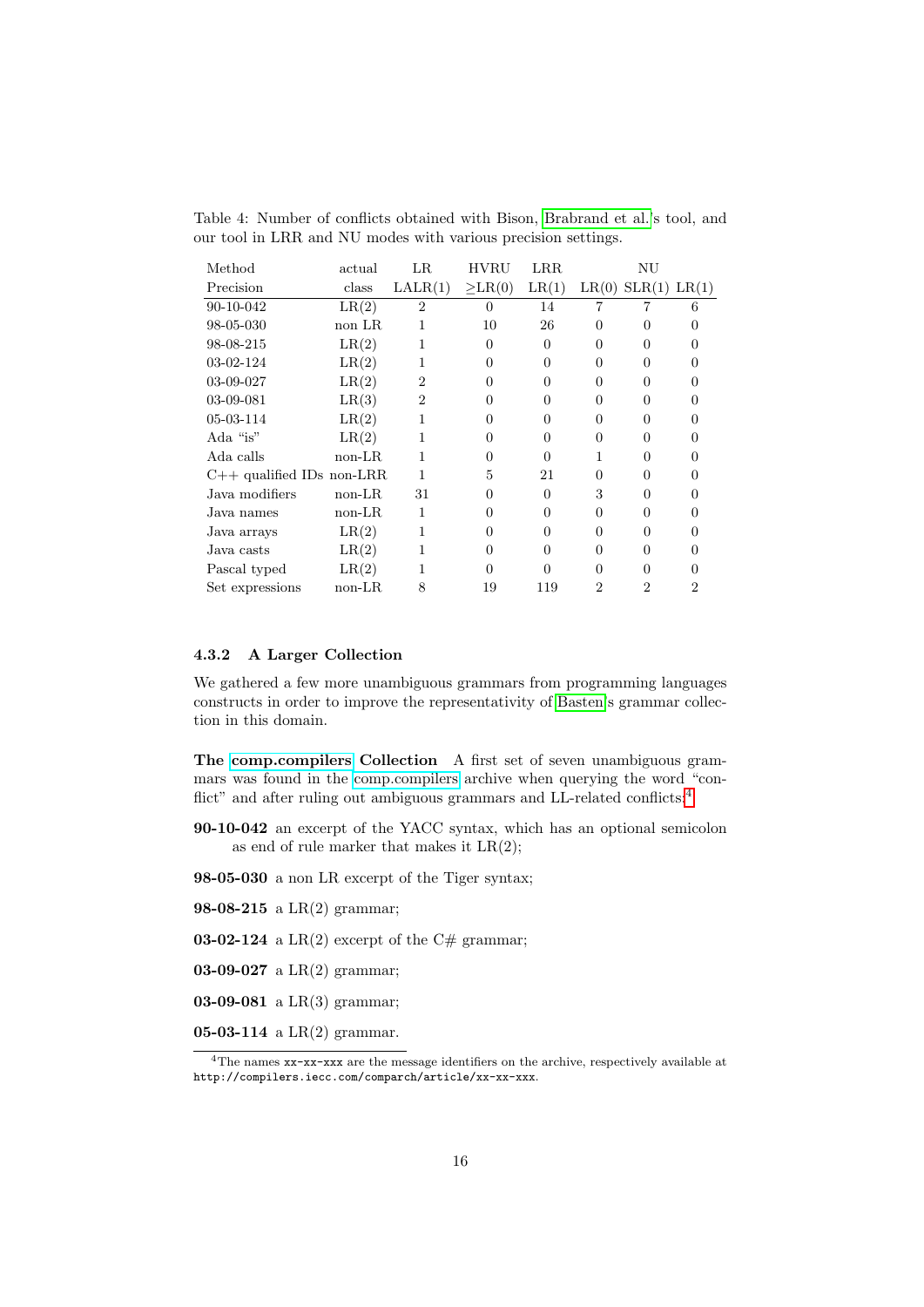Table 4: Number of conflicts obtained with Bison, Brabrand et al.'s tool, and our tool in LRR and NU modes with various precision settings.

| Method | actual | LR | HVRU | LRR | NU | | |
|---|---|---|---|---|---|---|---|
| Precision | class | LALR(1) | ≥LR(0) | LR(1) | LR(0) | SLR(1) | LR(1) |
| 90-10-042 | LR(2) | 2 | 0 | 14 | 7 | 7 | 6 |
| 98-05-030 | non LR | 1 | 10 | 26 | 0 | 0 | 0 |
| 98-08-215 | LR(2) | 1 | 0 | 0 | 0 | 0 | 0 |
| 03-02-124 | LR(2) | 1 | 0 | 0 | 0 | 0 | 0 |
| 03-09-027 | LR(2) | 2 | 0 | 0 | 0 | 0 | 0 |
| 03-09-081 | LR(3) | 2 | 0 | 0 | 0 | 0 | 0 |
| 05-03-114 | LR(2) | 1 | 0 | 0 | 0 | 0 | 0 |
| Ada "is" | LR(2) | 1 | 0 | 0 | 0 | 0 | 0 |
| Ada calls | non-LR | 1 | 0 | 0 | 1 | 0 | 0 |
| C++ qualified IDs | non-LRR | 1 | 5 | 21 | 0 | 0 | 0 |
| Java modifiers | non-LR | 31 | 0 | 0 | 3 | 0 | 0 |
| Java names | non-LR | 1 | 0 | 0 | 0 | 0 | 0 |
| Java arrays | LR(2) | 1 | 0 | 0 | 0 | 0 | 0 |
| Java casts | LR(2) | 1 | 0 | 0 | 0 | 0 | 0 |
| Pascal typed | LR(2) | 1 | 0 | 0 | 0 | 0 | 0 |
| Set expressions | non-LR | 8 | 19 | 119 | 2 | 2 | 2 |

### 4.3.2 A Larger Collection

We gathered a few more unambiguous grammars from programming languages constructs in order to improve the representativity of Basten's grammar collection in this domain.

**The comp.compilers Collection** A first set of seven unambiguous grammars was found in the comp.compilers archive when querying the word "conflict" and after ruling out ambiguous grammars and LL-related conflicts:[4]

**90-10-042** an excerpt of the YACC syntax, which has an optional semicolon as end of rule marker that makes it LR(2);

**98-05-030** a non LR excerpt of the Tiger syntax;

**98-08-215** a LR(2) grammar;

**03-02-124** a LR(2) excerpt of the C# grammar;

**03-09-027** a LR(2) grammar;

**03-09-081** a LR(3) grammar;

**05-03-114** a LR(2) grammar.

[4]The names `xx-xx-xxx` are the message identifiers on the archive, respectively available at `http://compilers.iecc.com/comparch/article/xx-xx-xxx`.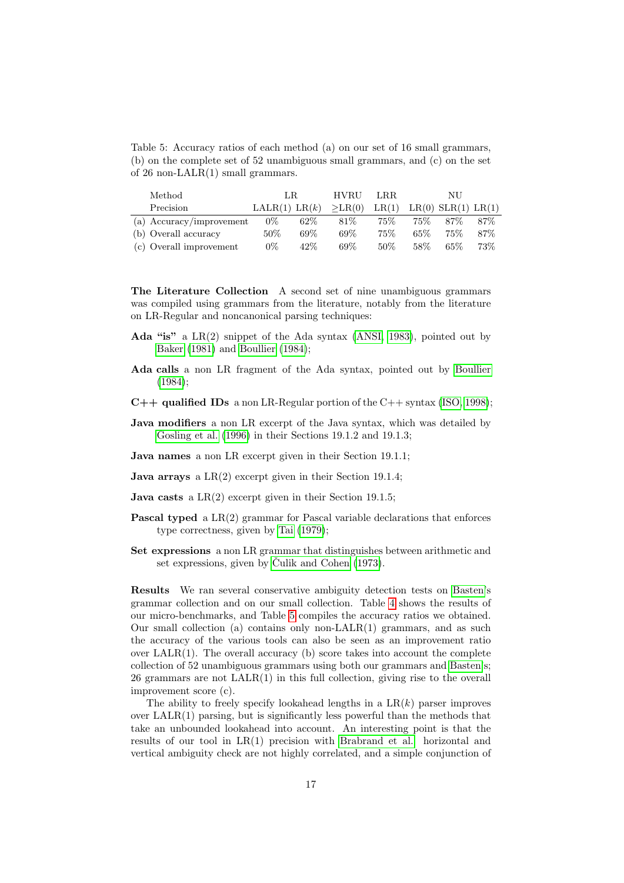Table 5: Accuracy ratios of each method (a) on our set of 16 small grammars, (b) on the complete set of 52 unambiguous small grammars, and (c) on the set of 26 non-LALR(1) small grammars.

| Method | LR | | HVRU | LRR | NU | | |
|---|---|---|---|---|---|---|---|
| Precision | LALR(1) | LR($k$) | $\geq$LR(0) | LR(1) | LR(0) | SLR(1) | LR(1) |
| (a) Accuracy/improvement | 0% | 62% | 81% | 75% | 75% | 87% | 87% |
| (b) Overall accuracy | 50% | 69% | 69% | 75% | 65% | 75% | 87% |
| (c) Overall improvement | 0% | 42% | 69% | 50% | 58% | 65% | 73% |

**The Literature Collection** A second set of nine unambiguous grammars was compiled using grammars from the literature, notably from the literature on LR-Regular and noncanonical parsing techniques:

**Ada "is"** a LR(2) snippet of the Ada syntax (ANSI, 1983), pointed out by Baker (1981) and Boullier (1984);

**Ada calls** a non LR fragment of the Ada syntax, pointed out by Boullier (1984);

**C++ qualified IDs** a non LR-Regular portion of the C++ syntax (ISO, 1998);

**Java modifiers** a non LR excerpt of the Java syntax, which was detailed by Gosling et al. (1996) in their Sections 19.1.2 and 19.1.3;

**Java names** a non LR excerpt given in their Section 19.1.1;

**Java arrays** a LR(2) excerpt given in their Section 19.1.4;

**Java casts** a LR(2) excerpt given in their Section 19.1.5;

**Pascal typed** a LR(2) grammar for Pascal variable declarations that enforces type correctness, given by Tai (1979);

**Set expressions** a non LR grammar that distinguishes between arithmetic and set expressions, given by Čulik and Cohen (1973).

**Results** We ran several conservative ambiguity detection tests on Basten's grammar collection and on our small collection. Table 4 shows the results of our micro-benchmarks, and Table 5 compiles the accuracy ratios we obtained. Our small collection (a) contains only non-LALR(1) grammars, and as such the accuracy of the various tools can also be seen as an improvement ratio over LALR(1). The overall accuracy (b) score takes into account the complete collection of 52 unambiguous grammars using both our grammars and Basten's; 26 grammars are not LALR(1) in this full collection, giving rise to the overall improvement score (c).

The ability to freely specify lookahead lengths in a LR($k$) parser improves over LALR(1) parsing, but is significantly less powerful than the methods that take an unbounded lookahead into account. An interesting point is that the results of our tool in LR(1) precision with Brabrand et al. horizontal and vertical ambiguity check are not highly correlated, and a simple conjunction of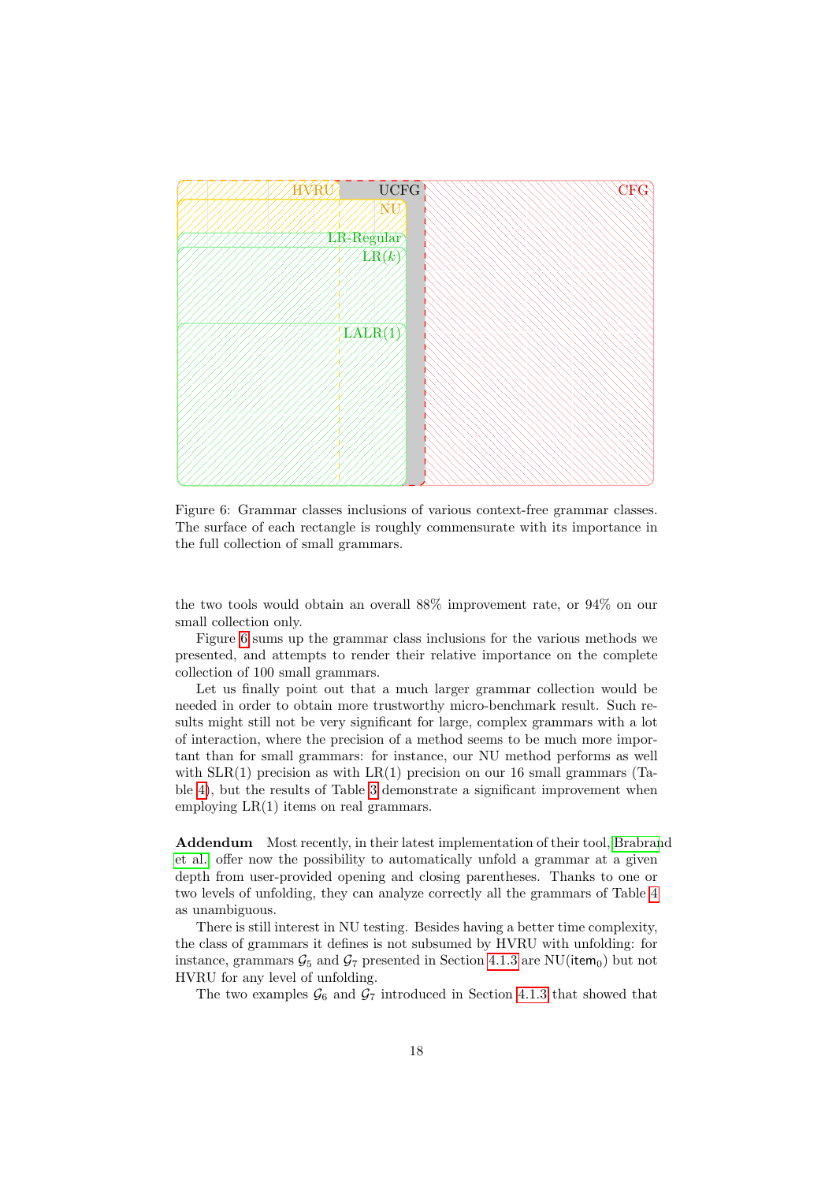Figure 6: Grammar classes inclusions of various context-free grammar classes. The surface of each rectangle is roughly commensurate with its importance in the full collection of small grammars.

the two tools would obtain an overall 88% improvement rate, or 94% on our small collection only.

Figure 6 sums up the grammar class inclusions for the various methods we presented, and attempts to render their relative importance on the complete collection of 100 small grammars.

Let us finally point out that a much larger grammar collection would be needed in order to obtain more trustworthy micro-benchmark result. Such results might still not be very significant for large, complex grammars with a lot of interaction, where the precision of a method seems to be much more important than for small grammars: for instance, our NU method performs as well with SLR(1) precision as with LR(1) precision on our 16 small grammars (Table 4), but the results of Table 3 demonstrate a significant improvement when employing LR(1) items on real grammars.

**Addendum** Most recently, in their latest implementation of their tool, Brabrand et al. offer now the possibility to automatically unfold a grammar at a given depth from user-provided opening and closing parentheses. Thanks to one or two levels of unfolding, they can analyze correctly all the grammars of Table 4 as unambiguous.

There is still interest in NU testing. Besides having a better time complexity, the class of grammars it defines is not subsumed by HVRU with unfolding: for instance, grammars $\mathcal{G}_5$ and $\mathcal{G}_7$ presented in Section 4.1.3 are NU($\mathsf{item}_0$) but not HVRU for any level of unfolding.

The two examples $\mathcal{G}_6$ and $\mathcal{G}_7$ introduced in Section 4.1.3 that showed that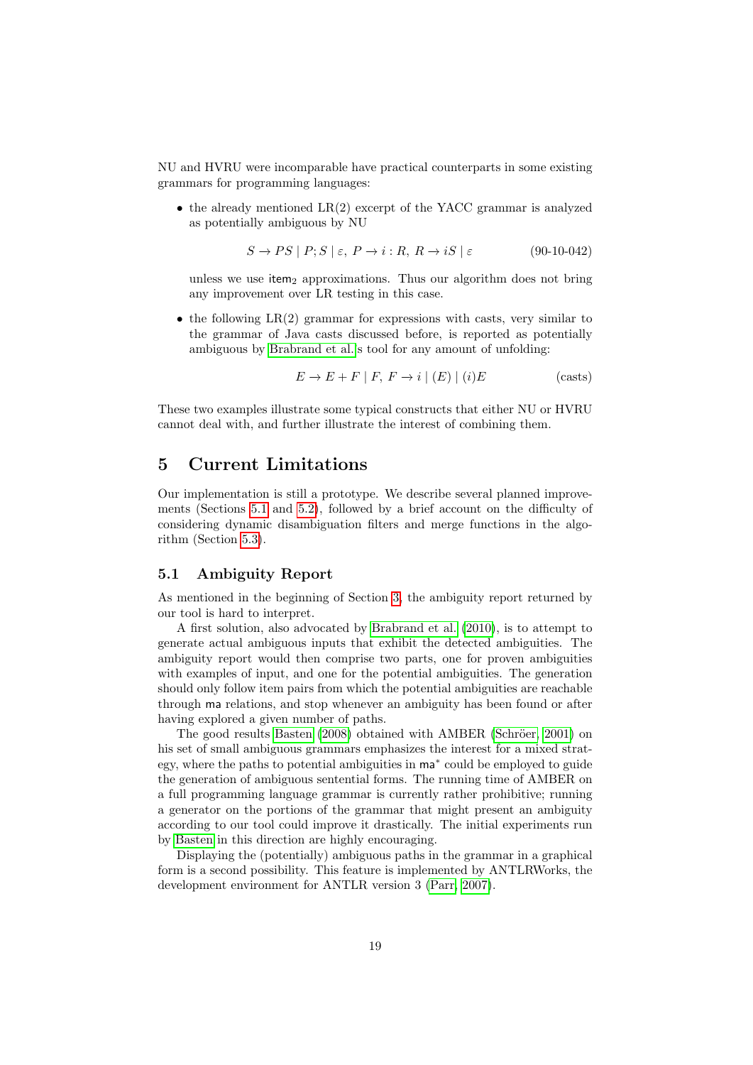NU and HVRU were incomparable have practical counterparts in some existing grammars for programming languages:

- the already mentioned LR(2) excerpt of the YACC grammar is analyzed as potentially ambiguous by NU

$$S \to PS \mid P;S \mid \varepsilon,\ P \to i:R,\ R \to iS \mid \varepsilon \qquad \text{(90-10-042)}$$

  unless we use $\mathsf{item}_2$ approximations. Thus our algorithm does not bring any improvement over LR testing in this case.

- the following LR(2) grammar for expressions with casts, very similar to the grammar of Java casts discussed before, is reported as potentially ambiguous by Brabrand et al.'s tool for any amount of unfolding:

$$E \to E + F \mid F,\ F \to i \mid (E) \mid (i)E \qquad \text{(casts)}$$

These two examples illustrate some typical constructs that either NU or HVRU cannot deal with, and further illustrate the interest of combining them.

## 5 Current Limitations

Our implementation is still a prototype. We describe several planned improvements (Sections 5.1 and 5.2), followed by a brief account on the difficulty of considering dynamic disambiguation filters and merge functions in the algorithm (Section 5.3).

### 5.1 Ambiguity Report

As mentioned in the beginning of Section 3, the ambiguity report returned by our tool is hard to interpret.

A first solution, also advocated by Brabrand et al. (2010), is to attempt to generate actual ambiguous inputs that exhibit the detected ambiguities. The ambiguity report would then comprise two parts, one for proven ambiguities with examples of input, and one for the potential ambiguities. The generation should only follow item pairs from which the potential ambiguities are reachable through $\mathsf{ma}$ relations, and stop whenever an ambiguity has been found or after having explored a given number of paths.

The good results Basten (2008) obtained with AMBER (Schröer, 2001) on his set of small ambiguous grammars emphasizes the interest for a mixed strategy, where the paths to potential ambiguities in $\mathsf{ma}^*$ could be employed to guide the generation of ambiguous sentential forms. The running time of AMBER on a full programming language grammar is currently rather prohibitive; running a generator on the portions of the grammar that might present an ambiguity according to our tool could improve it drastically. The initial experiments run by Basten in this direction are highly encouraging.

Displaying the (potentially) ambiguous paths in the grammar in a graphical form is a second possibility. This feature is implemented by ANTLRWorks, the development environment for ANTLR version 3 (Parr, 2007).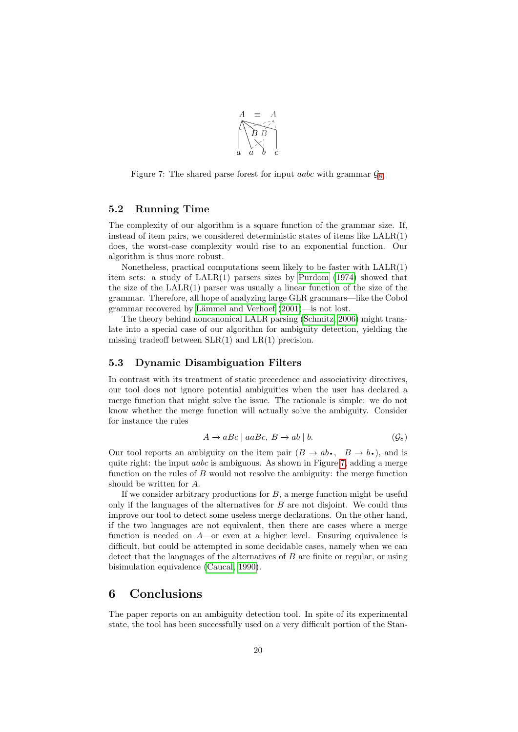Figure 7: The shared parse forest for input *aabc* with grammar $\mathcal{G}_8$.

### 5.2 Running Time

The complexity of our algorithm is a square function of the grammar size. If, instead of item pairs, we considered deterministic states of items like LALR(1) does, the worst-case complexity would rise to an exponential function. Our algorithm is thus more robust.

Nonetheless, practical computations seem likely to be faster with LALR(1) item sets: a study of LALR(1) parsers sizes by Purdom (1974) showed that the size of the LALR(1) parser was usually a linear function of the size of the grammar. Therefore, all hope of analyzing large GLR grammars—like the Cobol grammar recovered by Lämmel and Verhoef (2001)—is not lost.

The theory behind noncanonical LALR parsing (Schmitz, 2006) might translate into a special case of our algorithm for ambiguity detection, yielding the missing tradeoff between SLR(1) and LR(1) precision.

### 5.3 Dynamic Disambiguation Filters

In contrast with its treatment of static precedence and associativity directives, our tool does not ignore potential ambiguities when the user has declared a merge function that might solve the issue. The rationale is simple: we do not know whether the merge function will actually solve the ambiguity. Consider for instance the rules

$$A \to aBc \mid aaBc,\; B \to ab \mid b. \qquad (\mathcal{G}_8)$$

Our tool reports an ambiguity on the item pair $(B \to ab\bullet,\quad B \to b\bullet)$, and is quite right: the input *aabc* is ambiguous. As shown in Figure 7, adding a merge function on the rules of $B$ would not resolve the ambiguity: the merge function should be written for $A$.

If we consider arbitrary productions for $B$, a merge function might be useful only if the languages of the alternatives for $B$ are not disjoint. We could thus improve our tool to detect some useless merge declarations. On the other hand, if the two languages are not equivalent, then there are cases where a merge function is needed on $A$—or even at a higher level. Ensuring equivalence is difficult, but could be attempted in some decidable cases, namely when we can detect that the languages of the alternatives of $B$ are finite or regular, or using bisimulation equivalence (Caucal, 1990).

## 6 Conclusions

The paper reports on an ambiguity detection tool. In spite of its experimental state, the tool has been successfully used on a very difficult portion of the Stan-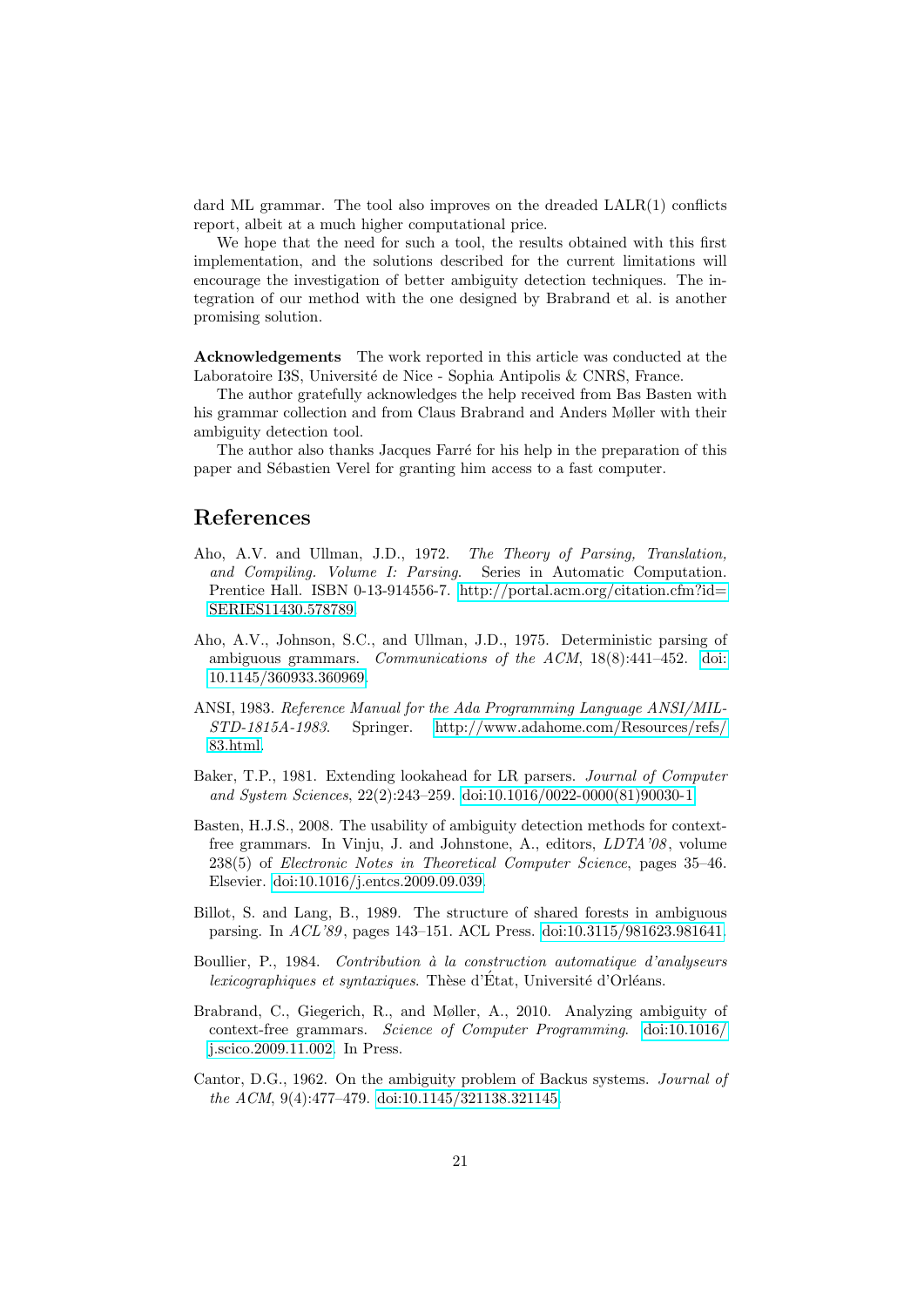dard ML grammar. The tool also improves on the dreaded LALR(1) conflicts report, albeit at a much higher computational price.

We hope that the need for such a tool, the results obtained with this first implementation, and the solutions described for the current limitations will encourage the investigation of better ambiguity detection techniques. The integration of our method with the one designed by Brabrand et al. is another promising solution.

**Acknowledgements** The work reported in this article was conducted at the Laboratoire I3S, Université de Nice - Sophia Antipolis & CNRS, France.

The author gratefully acknowledges the help received from Bas Basten with his grammar collection and from Claus Brabrand and Anders Møller with their ambiguity detection tool.

The author also thanks Jacques Farré for his help in the preparation of this paper and Sébastien Verel for granting him access to a fast computer.

## References

Aho, A.V. and Ullman, J.D., 1972. *The Theory of Parsing, Translation, and Compiling. Volume I: Parsing*. Series in Automatic Computation. Prentice Hall. ISBN 0-13-914556-7. http://portal.acm.org/citation.cfm?id=SERIES11430.578789.

Aho, A.V., Johnson, S.C., and Ullman, J.D., 1975. Deterministic parsing of ambiguous grammars. *Communications of the ACM*, 18(8):441–452. doi:10.1145/360933.360969.

ANSI, 1983. *Reference Manual for the Ada Programming Language ANSI/MIL-STD-1815A-1983*. Springer. http://www.adahome.com/Resources/refs/83.html.

Baker, T.P., 1981. Extending lookahead for LR parsers. *Journal of Computer and System Sciences*, 22(2):243–259. doi:10.1016/0022-0000(81)90030-1.

Basten, H.J.S., 2008. The usability of ambiguity detection methods for context-free grammars. In Vinju, J. and Johnstone, A., editors, *LDTA'08*, volume 238(5) of *Electronic Notes in Theoretical Computer Science*, pages 35–46. Elsevier. doi:10.1016/j.entcs.2009.09.039.

Billot, S. and Lang, B., 1989. The structure of shared forests in ambiguous parsing. In *ACL'89*, pages 143–151. ACL Press. doi:10.3115/981623.981641.

Boullier, P., 1984. *Contribution à la construction automatique d'analyseurs lexicographiques et syntaxiques*. Thèse d'État, Université d'Orléans.

Brabrand, C., Giegerich, R., and Møller, A., 2010. Analyzing ambiguity of context-free grammars. *Science of Computer Programming*. doi:10.1016/j.scico.2009.11.002. In Press.

Cantor, D.G., 1962. On the ambiguity problem of Backus systems. *Journal of the ACM*, 9(4):477–479. doi:10.1145/321138.321145.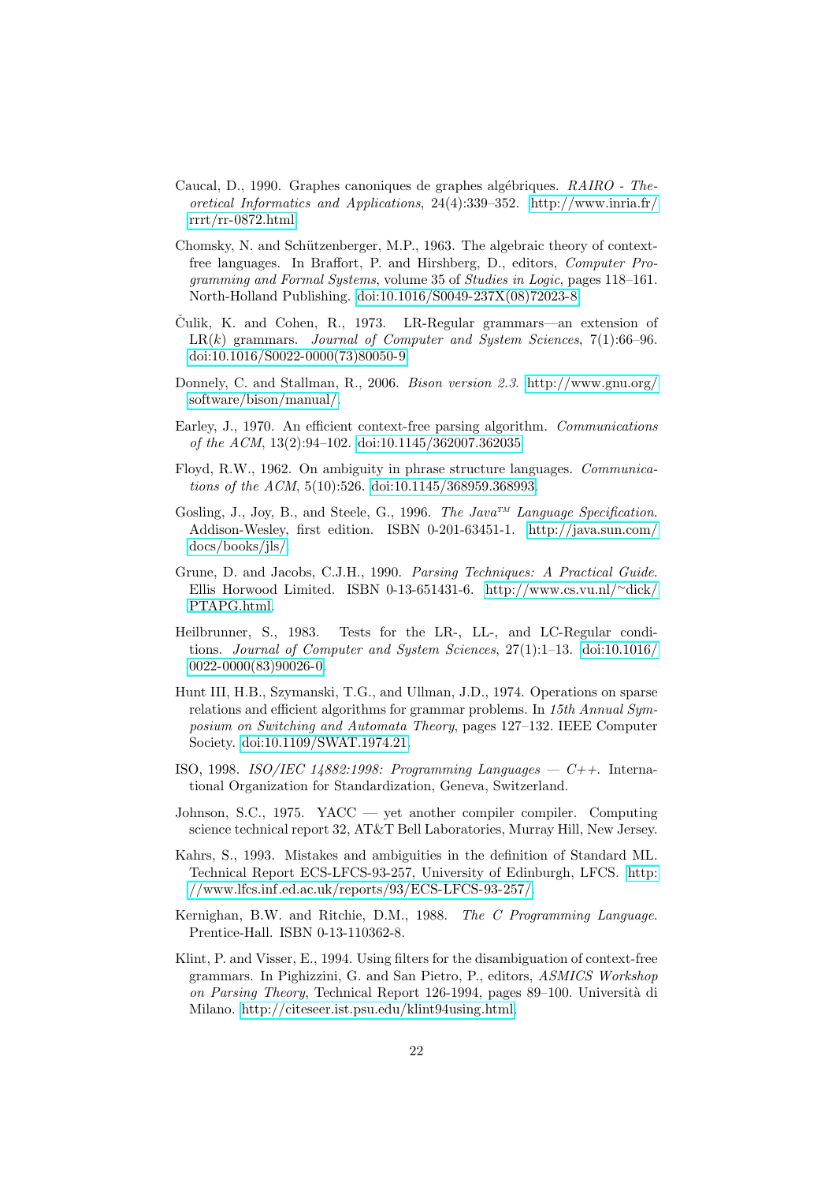Caucal, D., 1990. Graphes canoniques de graphes algébriques. *RAIRO - Theoretical Informatics and Applications*, 24(4):339–352. http://www.inria.fr/rrrt/rr-0872.html.

Chomsky, N. and Schützenberger, M.P., 1963. The algebraic theory of context-free languages. In Braffort, P. and Hirshberg, D., editors, *Computer Programming and Formal Systems*, volume 35 of *Studies in Logic*, pages 118–161. North-Holland Publishing. doi:10.1016/S0049-237X(08)72023-8.

Čulik, K. and Cohen, R., 1973. LR-Regular grammars—an extension of LR($k$) grammars. *Journal of Computer and System Sciences*, 7(1):66–96. doi:10.1016/S0022-0000(73)80050-9.

Donnely, C. and Stallman, R., 2006. *Bison version 2.3*. http://www.gnu.org/software/bison/manual/.

Earley, J., 1970. An efficient context-free parsing algorithm. *Communications of the ACM*, 13(2):94–102. doi:10.1145/362007.362035.

Floyd, R.W., 1962. On ambiguity in phrase structure languages. *Communications of the ACM*, 5(10):526. doi:10.1145/368959.368993.

Gosling, J., Joy, B., and Steele, G., 1996. *The Java™ Language Specification*. Addison-Wesley, first edition. ISBN 0-201-63451-1. http://java.sun.com/docs/books/jls/.

Grune, D. and Jacobs, C.J.H., 1990. *Parsing Techniques: A Practical Guide*. Ellis Horwood Limited. ISBN 0-13-651431-6. http://www.cs.vu.nl/~dick/PTAPG.html.

Heilbrunner, S., 1983. Tests for the LR-, LL-, and LC-Regular conditions. *Journal of Computer and System Sciences*, 27(1):1–13. doi:10.1016/0022-0000(83)90026-0.

Hunt III, H.B., Szymanski, T.G., and Ullman, J.D., 1974. Operations on sparse relations and efficient algorithms for grammar problems. In *15th Annual Symposium on Switching and Automata Theory*, pages 127–132. IEEE Computer Society. doi:10.1109/SWAT.1974.21.

ISO, 1998. *ISO/IEC 14882:1998: Programming Languages — C++*. International Organization for Standardization, Geneva, Switzerland.

Johnson, S.C., 1975. YACC — yet another compiler compiler. Computing science technical report 32, AT&T Bell Laboratories, Murray Hill, New Jersey.

Kahrs, S., 1993. Mistakes and ambiguities in the definition of Standard ML. Technical Report ECS-LFCS-93-257, University of Edinburgh, LFCS. http://www.lfcs.inf.ed.ac.uk/reports/93/ECS-LFCS-93-257/.

Kernighan, B.W. and Ritchie, D.M., 1988. *The C Programming Language*. Prentice-Hall. ISBN 0-13-110362-8.

Klint, P. and Visser, E., 1994. Using filters for the disambiguation of context-free grammars. In Pighizzini, G. and San Pietro, P., editors, *ASMICS Workshop on Parsing Theory*, Technical Report 126-1994, pages 89–100. Università di Milano. http://citeseer.ist.psu.edu/klint94using.html.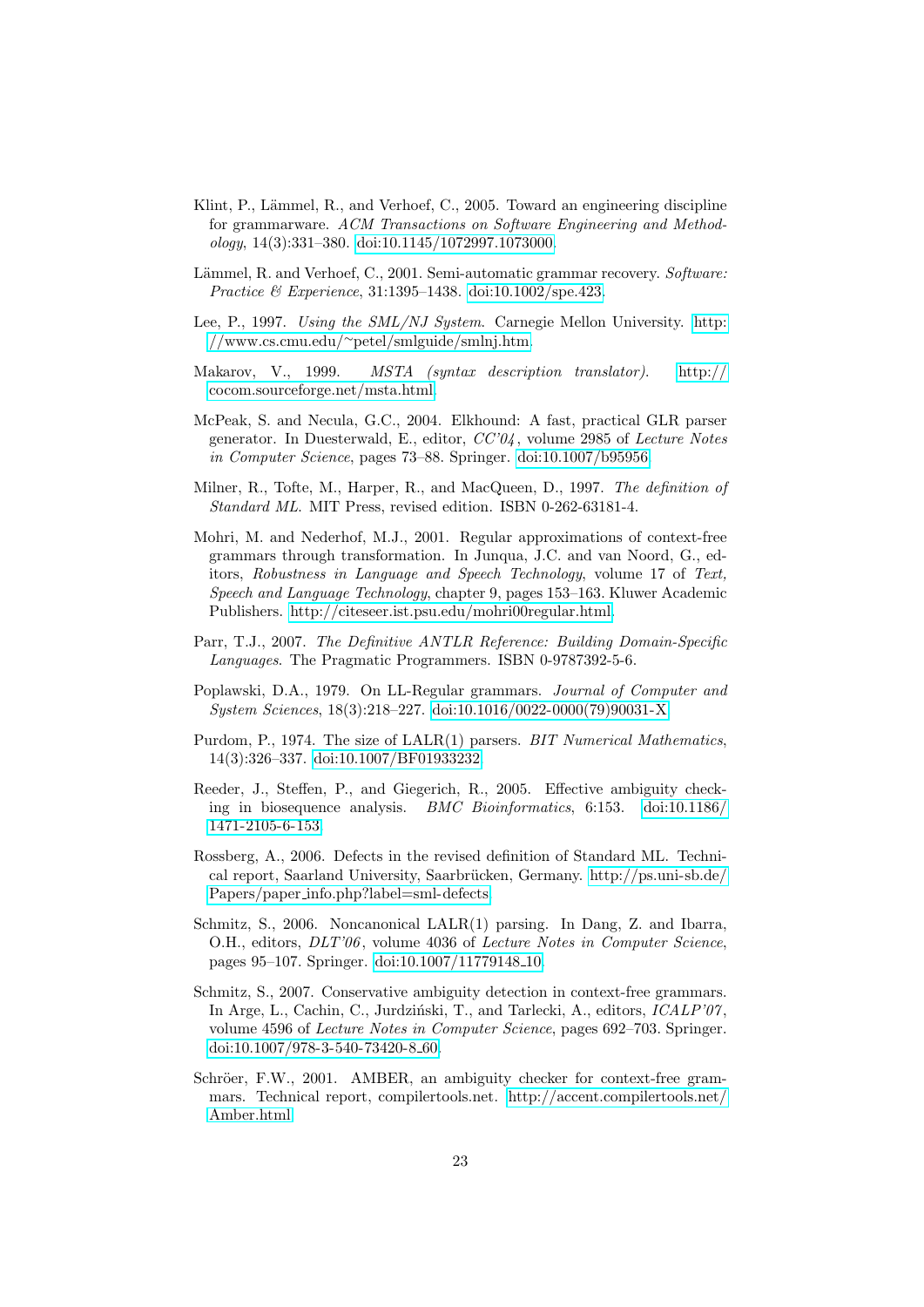Klint, P., Lämmel, R., and Verhoef, C., 2005. Toward an engineering discipline for grammarware. *ACM Transactions on Software Engineering and Methodology*, 14(3):331–380. doi:10.1145/1072997.1073000.

Lämmel, R. and Verhoef, C., 2001. Semi-automatic grammar recovery. *Software: Practice & Experience*, 31:1395–1438. doi:10.1002/spe.423.

Lee, P., 1997. *Using the SML/NJ System*. Carnegie Mellon University. http://www.cs.cmu.edu/~petel/smlguide/smlnj.htm.

Makarov, V., 1999. *MSTA (syntax description translator)*. http://cocom.sourceforge.net/msta.html.

McPeak, S. and Necula, G.C., 2004. Elkhound: A fast, practical GLR parser generator. In Duesterwald, E., editor, *CC'04*, volume 2985 of *Lecture Notes in Computer Science*, pages 73–88. Springer. doi:10.1007/b95956.

Milner, R., Tofte, M., Harper, R., and MacQueen, D., 1997. *The definition of Standard ML*. MIT Press, revised edition. ISBN 0-262-63181-4.

Mohri, M. and Nederhof, M.J., 2001. Regular approximations of context-free grammars through transformation. In Junqua, J.C. and van Noord, G., editors, *Robustness in Language and Speech Technology*, volume 17 of *Text, Speech and Language Technology*, chapter 9, pages 153–163. Kluwer Academic Publishers. http://citeseer.ist.psu.edu/mohri00regular.html.

Parr, T.J., 2007. *The Definitive ANTLR Reference: Building Domain-Specific Languages*. The Pragmatic Programmers. ISBN 0-9787392-5-6.

Poplawski, D.A., 1979. On LL-Regular grammars. *Journal of Computer and System Sciences*, 18(3):218–227. doi:10.1016/0022-0000(79)90031-X.

Purdom, P., 1974. The size of LALR(1) parsers. *BIT Numerical Mathematics*, 14(3):326–337. doi:10.1007/BF01933232.

Reeder, J., Steffen, P., and Giegerich, R., 2005. Effective ambiguity checking in biosequence analysis. *BMC Bioinformatics*, 6:153. doi:10.1186/1471-2105-6-153.

Rossberg, A., 2006. Defects in the revised definition of Standard ML. Technical report, Saarland University, Saarbrücken, Germany. http://ps.uni-sb.de/Papers/paper_info.php?label=sml-defects.

Schmitz, S., 2006. Noncanonical LALR(1) parsing. In Dang, Z. and Ibarra, O.H., editors, *DLT'06*, volume 4036 of *Lecture Notes in Computer Science*, pages 95–107. Springer. doi:10.1007/11779148_10.

Schmitz, S., 2007. Conservative ambiguity detection in context-free grammars. In Arge, L., Cachin, C., Jurdziński, T., and Tarlecki, A., editors, *ICALP'07*, volume 4596 of *Lecture Notes in Computer Science*, pages 692–703. Springer. doi:10.1007/978-3-540-73420-8_60.

Schröer, F.W., 2001. AMBER, an ambiguity checker for context-free grammars. Technical report, compilertools.net. http://accent.compilertools.net/Amber.html.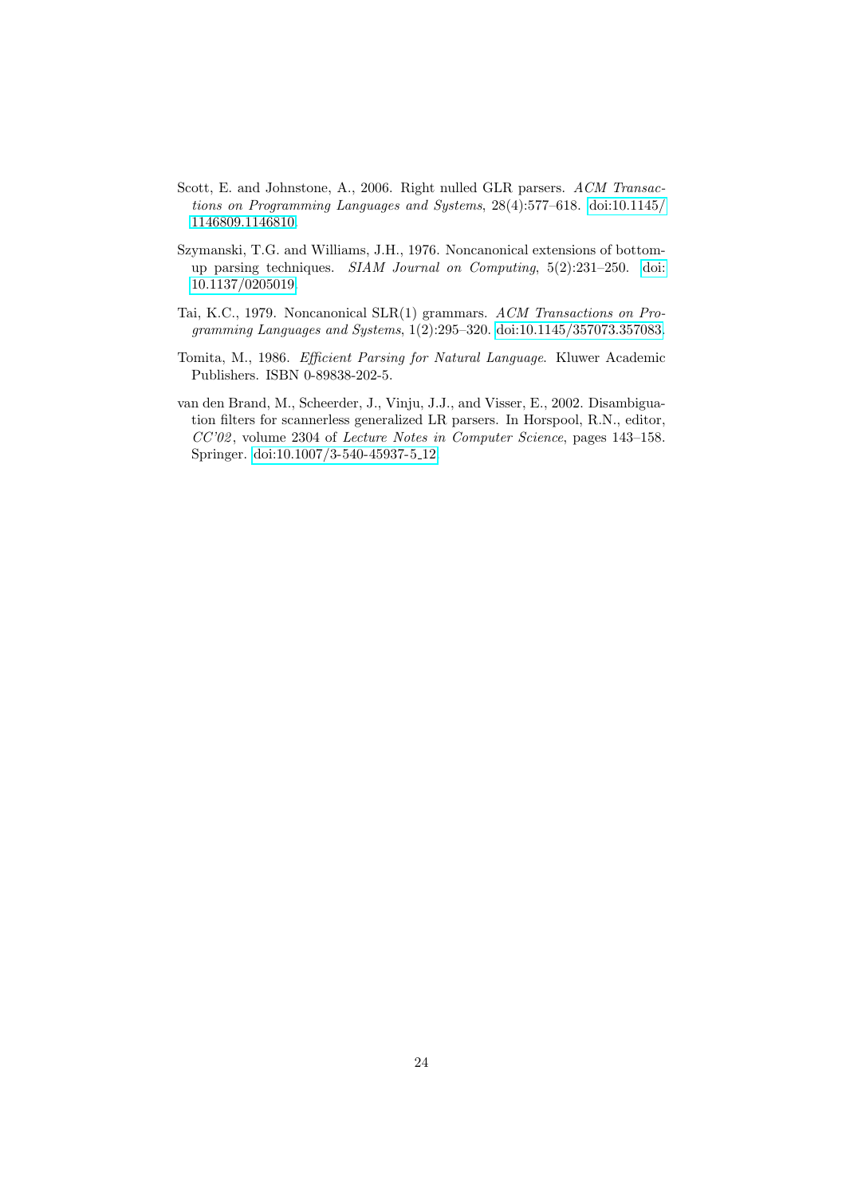Scott, E. and Johnstone, A., 2006. Right nulled GLR parsers. *ACM Transactions on Programming Languages and Systems*, 28(4):577–618. doi:10.1145/1146809.1146810.

Szymanski, T.G. and Williams, J.H., 1976. Noncanonical extensions of bottom-up parsing techniques. *SIAM Journal on Computing*, 5(2):231–250. doi:10.1137/0205019.

Tai, K.C., 1979. Noncanonical SLR(1) grammars. *ACM Transactions on Programming Languages and Systems*, 1(2):295–320. doi:10.1145/357073.357083.

Tomita, M., 1986. *Efficient Parsing for Natural Language*. Kluwer Academic Publishers. ISBN 0-89838-202-5.

van den Brand, M., Scheerder, J., Vinju, J.J., and Visser, E., 2002. Disambiguation filters for scannerless generalized LR parsers. In Horspool, R.N., editor, *CC'02*, volume 2304 of *Lecture Notes in Computer Science*, pages 143–158. Springer. doi:10.1007/3-540-45937-5_12.